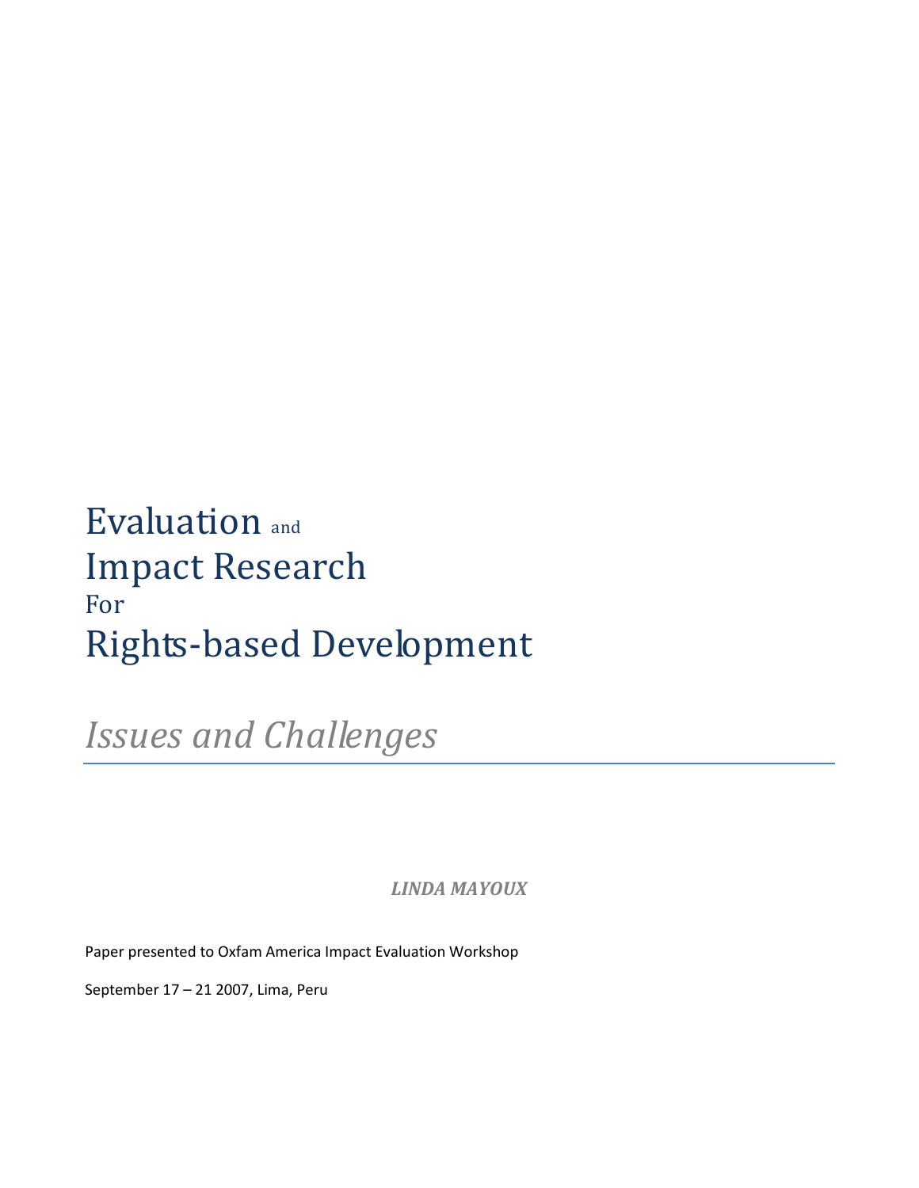# Evaluation and Impact Research For Rights-based Development

## *Issues and Challenges*

***LINDA MAYOUX***

Paper presented to Oxfam America Impact Evaluation Workshop

September 17 – 21 2007, Lima, Peru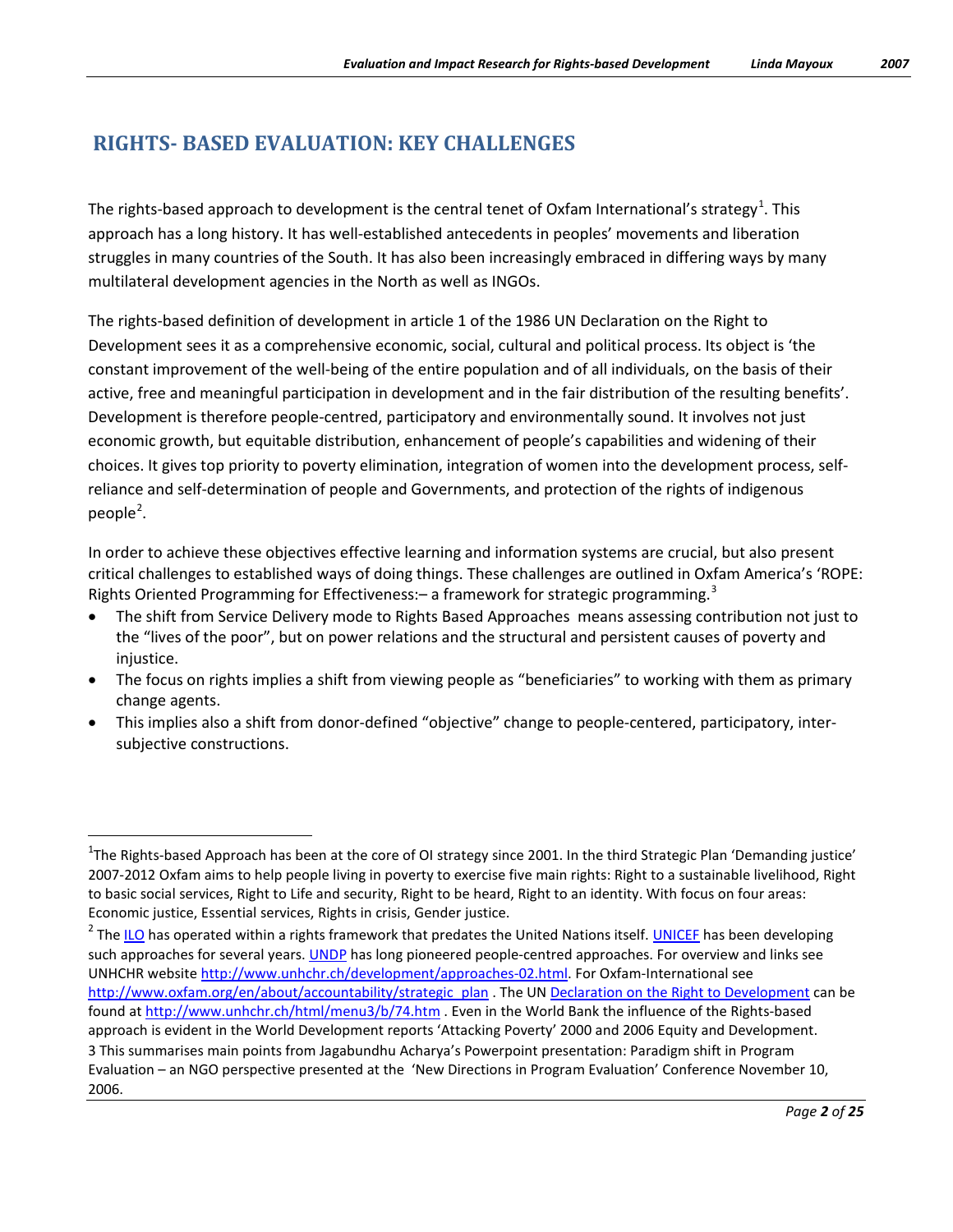# RIGHTS- BASED EVALUATION: KEY CHALLENGES

The rights-based approach to development is the central tenet of Oxfam International's strategy[1]. This approach has a long history. It has well-established antecedents in peoples' movements and liberation struggles in many countries of the South. It has also been increasingly embraced in differing ways by many multilateral development agencies in the North as well as INGOs.

The rights-based definition of development in article 1 of the 1986 UN Declaration on the Right to Development sees it as a comprehensive economic, social, cultural and political process. Its object is 'the constant improvement of the well-being of the entire population and of all individuals, on the basis of their active, free and meaningful participation in development and in the fair distribution of the resulting benefits'. Development is therefore people-centred, participatory and environmentally sound. It involves not just economic growth, but equitable distribution, enhancement of people's capabilities and widening of their choices. It gives top priority to poverty elimination, integration of women into the development process, self-reliance and self-determination of people and Governments, and protection of the rights of indigenous people[2].

In order to achieve these objectives effective learning and information systems are crucial, but also present critical challenges to established ways of doing things. These challenges are outlined in Oxfam America's 'ROPE: Rights Oriented Programming for Effectiveness:– a framework for strategic programming.[3]

- The shift from Service Delivery mode to Rights Based Approaches means assessing contribution not just to the "lives of the poor", but on power relations and the structural and persistent causes of poverty and injustice.
- The focus on rights implies a shift from viewing people as "beneficiaries" to working with them as primary change agents.
- This implies also a shift from donor-defined "objective" change to people-centered, participatory, inter-subjective constructions.

---

[1]The Rights-based Approach has been at the core of OI strategy since 2001. In the third Strategic Plan 'Demanding justice' 2007-2012 Oxfam aims to help people living in poverty to exercise five main rights: Right to a sustainable livelihood, Right to basic social services, Right to Life and security, Right to be heard, Right to an identity. With focus on four areas: Economic justice, Essential services, Rights in crisis, Gender justice.

[2] The ILO has operated within a rights framework that predates the United Nations itself. UNICEF has been developing such approaches for several years. UNDP has long pioneered people-centred approaches. For overview and links see UNHCHR website http://www.unhchr.ch/development/approaches-02.html. For Oxfam-International see http://www.oxfam.org/en/about/accountability/strategic_plan . The UN Declaration on the Right to Development can be found at http://www.unhchr.ch/html/menu3/b/74.htm . Even in the World Bank the influence of the Rights-based approach is evident in the World Development reports 'Attacking Poverty' 2000 and 2006 Equity and Development.

3 This summarises main points from Jagabundhu Acharya's Powerpoint presentation: Paradigm shift in Program Evaluation – an NGO perspective presented at the 'New Directions in Program Evaluation' Conference November 10, 2006.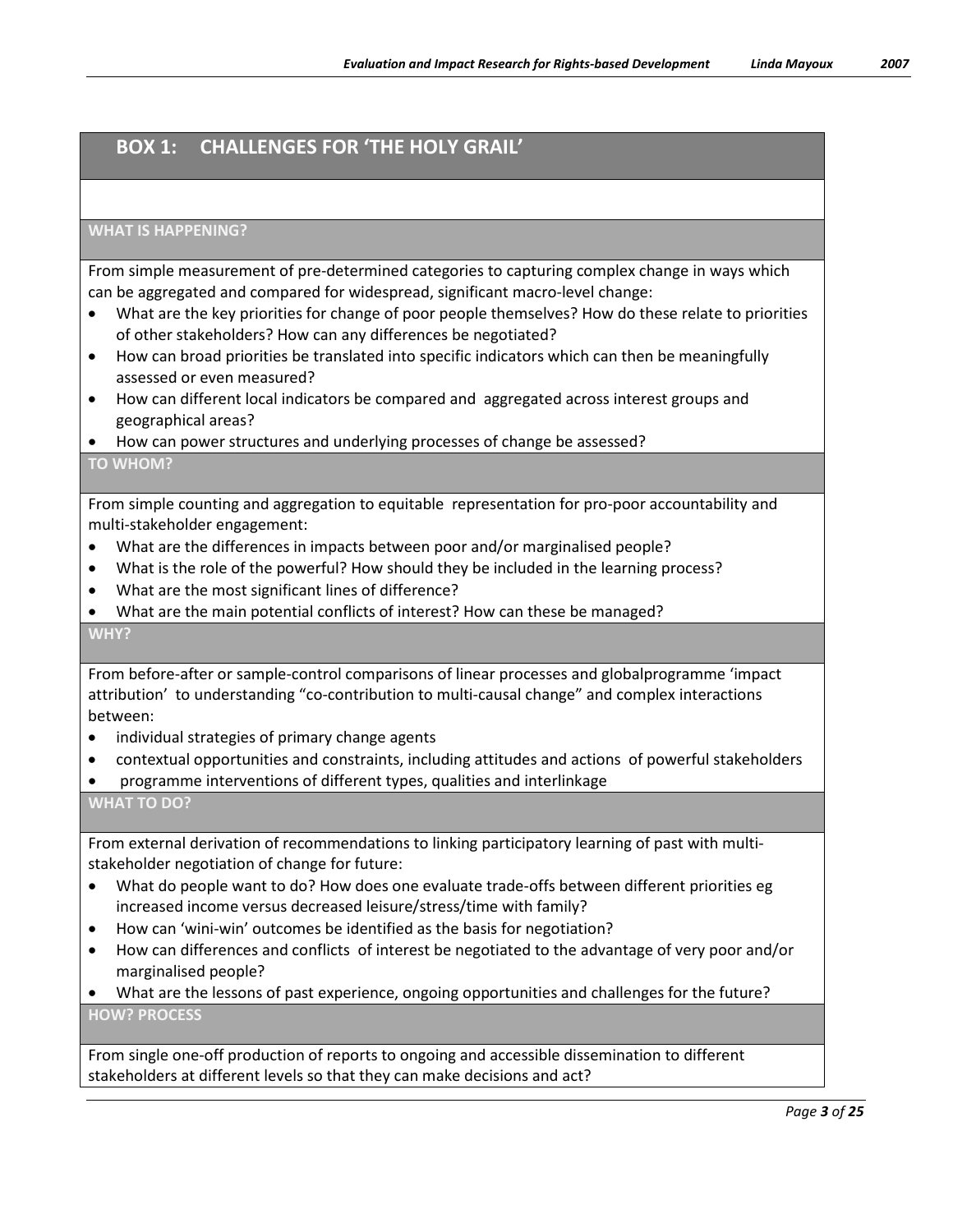## BOX 1: CHALLENGES FOR 'THE HOLY GRAIL'

### WHAT IS HAPPENING?

From simple measurement of pre-determined categories to capturing complex change in ways which can be aggregated and compared for widespread, significant macro-level change:

- What are the key priorities for change of poor people themselves? How do these relate to priorities of other stakeholders? How can any differences be negotiated?
- How can broad priorities be translated into specific indicators which can then be meaningfully assessed or even measured?
- How can different local indicators be compared and aggregated across interest groups and geographical areas?
- How can power structures and underlying processes of change be assessed?

### TO WHOM?

From simple counting and aggregation to equitable representation for pro-poor accountability and multi-stakeholder engagement:

- What are the differences in impacts between poor and/or marginalised people?
- What is the role of the powerful? How should they be included in the learning process?
- What are the most significant lines of difference?
- What are the main potential conflicts of interest? How can these be managed?

### WHY?

From before-after or sample-control comparisons of linear processes and globalprogramme 'impact attribution' to understanding "co-contribution to multi-causal change" and complex interactions between:

- individual strategies of primary change agents
- contextual opportunities and constraints, including attitudes and actions of powerful stakeholders
- programme interventions of different types, qualities and interlinkage

### WHAT TO DO?

From external derivation of recommendations to linking participatory learning of past with multi-stakeholder negotiation of change for future:

- What do people want to do? How does one evaluate trade-offs between different priorities eg increased income versus decreased leisure/stress/time with family?
- How can 'wini-win' outcomes be identified as the basis for negotiation?
- How can differences and conflicts of interest be negotiated to the advantage of very poor and/or marginalised people?
- What are the lessons of past experience, ongoing opportunities and challenges for the future?

### HOW? PROCESS

From single one-off production of reports to ongoing and accessible dissemination to different stakeholders at different levels so that they can make decisions and act?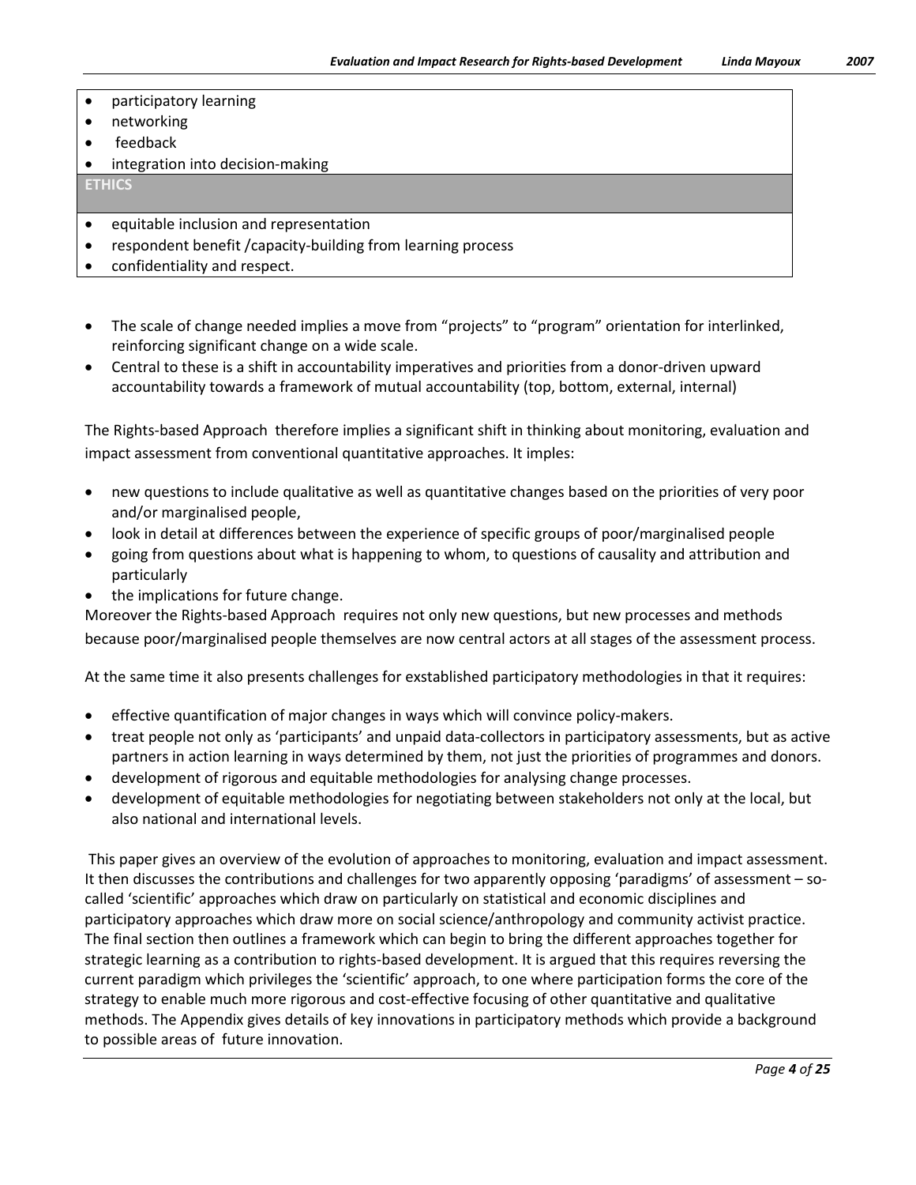- participatory learning
- networking
- feedback
- integration into decision-making

**ETHICS**

- equitable inclusion and representation
- respondent benefit /capacity-building from learning process
- confidentiality and respect.

- The scale of change needed implies a move from "projects" to "program" orientation for interlinked, reinforcing significant change on a wide scale.
- Central to these is a shift in accountability imperatives and priorities from a donor-driven upward accountability towards a framework of mutual accountability (top, bottom, external, internal)

The Rights-based Approach therefore implies a significant shift in thinking about monitoring, evaluation and impact assessment from conventional quantitative approaches. It imples:

- new questions to include qualitative as well as quantitative changes based on the priorities of very poor and/or marginalised people,
- look in detail at differences between the experience of specific groups of poor/marginalised people
- going from questions about what is happening to whom, to questions of causality and attribution and particularly
- the implications for future change.

Moreover the Rights-based Approach requires not only new questions, but new processes and methods because poor/marginalised people themselves are now central actors at all stages of the assessment process.

At the same time it also presents challenges for exstablished participatory methodologies in that it requires:

- effective quantification of major changes in ways which will convince policy-makers.
- treat people not only as 'participants' and unpaid data-collectors in participatory assessments, but as active partners in action learning in ways determined by them, not just the priorities of programmes and donors.
- development of rigorous and equitable methodologies for analysing change processes.
- development of equitable methodologies for negotiating between stakeholders not only at the local, but also national and international levels.

This paper gives an overview of the evolution of approaches to monitoring, evaluation and impact assessment. It then discusses the contributions and challenges for two apparently opposing 'paradigms' of assessment – so-called 'scientific' approaches which draw on particularly on statistical and economic disciplines and participatory approaches which draw more on social science/anthropology and community activist practice. The final section then outlines a framework which can begin to bring the different approaches together for strategic learning as a contribution to rights-based development. It is argued that this requires reversing the current paradigm which privileges the 'scientific' approach, to one where participation forms the core of the strategy to enable much more rigorous and cost-effective focusing of other quantitative and qualitative methods. The Appendix gives details of key innovations in participatory methods which provide a background to possible areas of future innovation.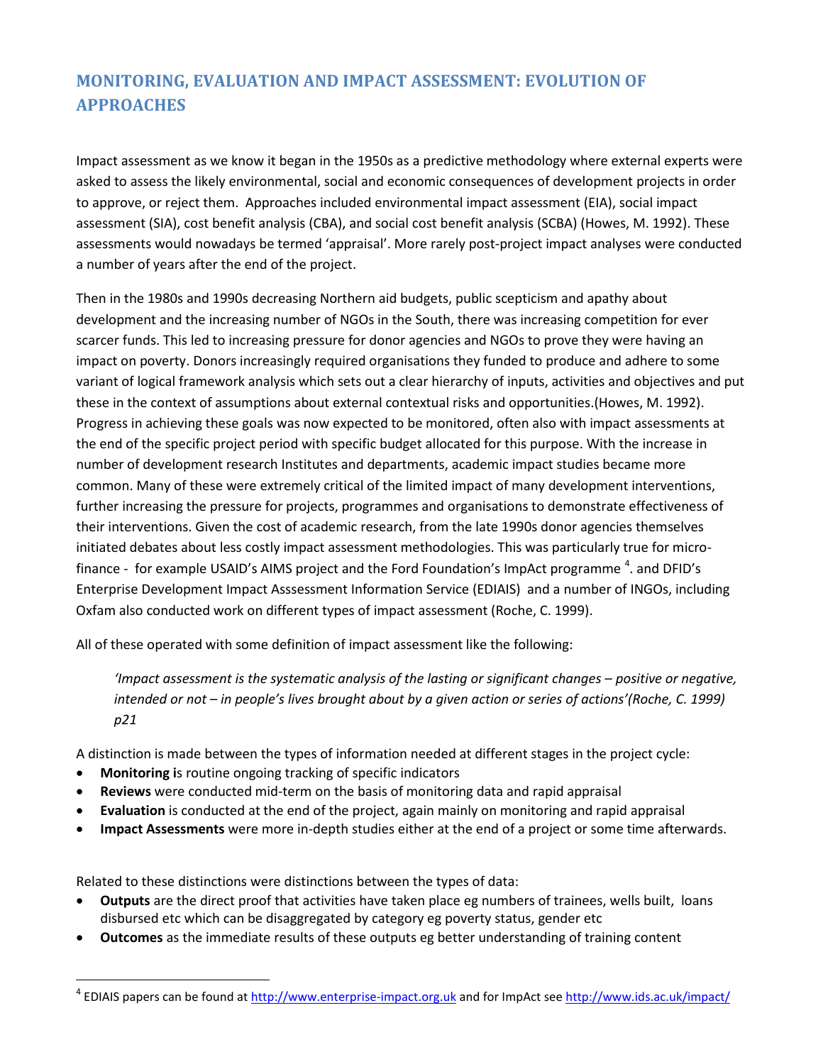## MONITORING, EVALUATION AND IMPACT ASSESSMENT: EVOLUTION OF APPROACHES

Impact assessment as we know it began in the 1950s as a predictive methodology where external experts were asked to assess the likely environmental, social and economic consequences of development projects in order to approve, or reject them. Approaches included environmental impact assessment (EIA), social impact assessment (SIA), cost benefit analysis (CBA), and social cost benefit analysis (SCBA) (Howes, M. 1992). These assessments would nowadays be termed 'appraisal'. More rarely post-project impact analyses were conducted a number of years after the end of the project.

Then in the 1980s and 1990s decreasing Northern aid budgets, public scepticism and apathy about development and the increasing number of NGOs in the South, there was increasing competition for ever scarcer funds. This led to increasing pressure for donor agencies and NGOs to prove they were having an impact on poverty. Donors increasingly required organisations they funded to produce and adhere to some variant of logical framework analysis which sets out a clear hierarchy of inputs, activities and objectives and put these in the context of assumptions about external contextual risks and opportunities.(Howes, M. 1992). Progress in achieving these goals was now expected to be monitored, often also with impact assessments at the end of the specific project period with specific budget allocated for this purpose. With the increase in number of development research Institutes and departments, academic impact studies became more common. Many of these were extremely critical of the limited impact of many development interventions, further increasing the pressure for projects, programmes and organisations to demonstrate effectiveness of their interventions. Given the cost of academic research, from the late 1990s donor agencies themselves initiated debates about less costly impact assessment methodologies. This was particularly true for micro-finance - for example USAID's AIMS project and the Ford Foundation's ImpAct programme [4]. and DFID's Enterprise Development Impact Asssessment Information Service (EDIAIS) and a number of INGOs, including Oxfam also conducted work on different types of impact assessment (Roche, C. 1999).

All of these operated with some definition of impact assessment like the following:

> *'Impact assessment is the systematic analysis of the lasting or significant changes – positive or negative, intended or not – in people's lives brought about by a given action or series of actions'(Roche, C. 1999) p21*

A distinction is made between the types of information needed at different stages in the project cycle:

- **Monitoring i**s routine ongoing tracking of specific indicators
- **Reviews** were conducted mid-term on the basis of monitoring data and rapid appraisal
- **Evaluation** is conducted at the end of the project, again mainly on monitoring and rapid appraisal
- **Impact Assessments** were more in-depth studies either at the end of a project or some time afterwards.

Related to these distinctions were distinctions between the types of data:

- **Outputs** are the direct proof that activities have taken place eg numbers of trainees, wells built, loans disbursed etc which can be disaggregated by category eg poverty status, gender etc
- **Outcomes** as the immediate results of these outputs eg better understanding of training content

---

[4] EDIAIS papers can be found at http://www.enterprise-impact.org.uk and for ImpAct see http://www.ids.ac.uk/impact/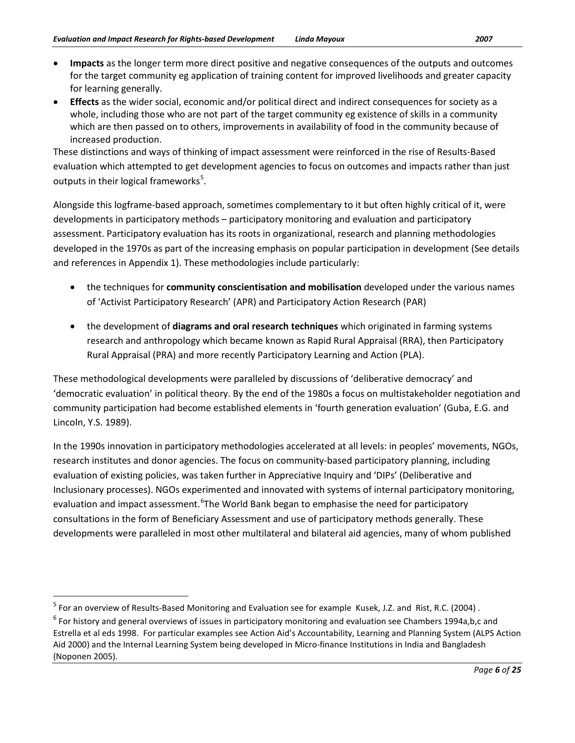- **Impacts** as the longer term more direct positive and negative consequences of the outputs and outcomes for the target community eg application of training content for improved livelihoods and greater capacity for learning generally.
- **Effects** as the wider social, economic and/or political direct and indirect consequences for society as a whole, including those who are not part of the target community eg existence of skills in a community which are then passed on to others, improvements in availability of food in the community because of increased production.

These distinctions and ways of thinking of impact assessment were reinforced in the rise of Results-Based evaluation which attempted to get development agencies to focus on outcomes and impacts rather than just outputs in their logical frameworks[5].

Alongside this logframe-based approach, sometimes complementary to it but often highly critical of it, were developments in participatory methods – participatory monitoring and evaluation and participatory assessment. Participatory evaluation has its roots in organizational, research and planning methodologies developed in the 1970s as part of the increasing emphasis on popular participation in development (See details and references in Appendix 1). These methodologies include particularly:

- the techniques for **community conscientisation and mobilisation** developed under the various names of 'Activist Participatory Research' (APR) and Participatory Action Research (PAR)
- the development of **diagrams and oral research techniques** which originated in farming systems research and anthropology which became known as Rapid Rural Appraisal (RRA), then Participatory Rural Appraisal (PRA) and more recently Participatory Learning and Action (PLA).

These methodological developments were paralleled by discussions of 'deliberative democracy' and 'democratic evaluation' in political theory. By the end of the 1980s a focus on multistakeholder negotiation and community participation had become established elements in 'fourth generation evaluation' (Guba, E.G. and Lincoln, Y.S. 1989).

In the 1990s innovation in participatory methodologies accelerated at all levels: in peoples' movements, NGOs, research institutes and donor agencies. The focus on community-based participatory planning, including evaluation of existing policies, was taken further in Appreciative Inquiry and 'DIPs' (Deliberative and Inclusionary processes). NGOs experimented and innovated with systems of internal participatory monitoring, evaluation and impact assessment.[6]The World Bank began to emphasise the need for participatory consultations in the form of Beneficiary Assessment and use of participatory methods generally. These developments were paralleled in most other multilateral and bilateral aid agencies, many of whom published

[5] For an overview of Results-Based Monitoring and Evaluation see for example Kusek, J.Z. and Rist, R.C. (2004) .

[6] For history and general overviews of issues in participatory monitoring and evaluation see Chambers 1994a,b,c and Estrella et al eds 1998. For particular examples see Action Aid's Accountability, Learning and Planning System (ALPS Action Aid 2000) and the Internal Learning System being developed in Micro-finance Institutions in India and Bangladesh (Noponen 2005).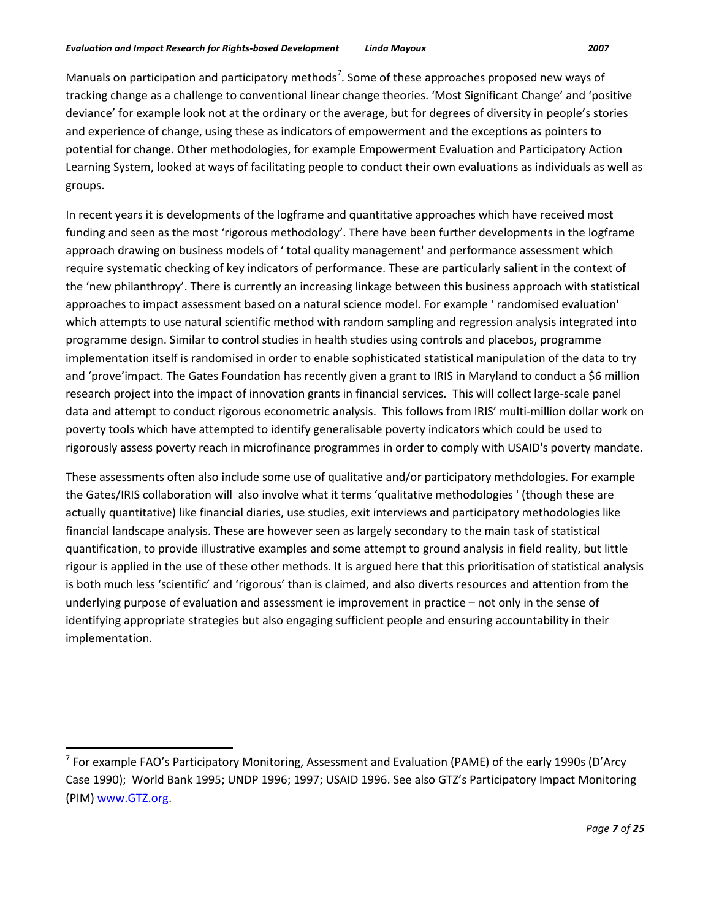Manuals on participation and participatory methods[7]. Some of these approaches proposed new ways of tracking change as a challenge to conventional linear change theories. 'Most Significant Change' and 'positive deviance' for example look not at the ordinary or the average, but for degrees of diversity in people's stories and experience of change, using these as indicators of empowerment and the exceptions as pointers to potential for change. Other methodologies, for example Empowerment Evaluation and Participatory Action Learning System, looked at ways of facilitating people to conduct their own evaluations as individuals as well as groups.

In recent years it is developments of the logframe and quantitative approaches which have received most funding and seen as the most 'rigorous methodology'. There have been further developments in the logframe approach drawing on business models of ' total quality management' and performance assessment which require systematic checking of key indicators of performance. These are particularly salient in the context of the 'new philanthropy'. There is currently an increasing linkage between this business approach with statistical approaches to impact assessment based on a natural science model. For example ' randomised evaluation' which attempts to use natural scientific method with random sampling and regression analysis integrated into programme design. Similar to control studies in health studies using controls and placebos, programme implementation itself is randomised in order to enable sophisticated statistical manipulation of the data to try and 'prove'impact. The Gates Foundation has recently given a grant to IRIS in Maryland to conduct a $6 million research project into the impact of innovation grants in financial services. This will collect large-scale panel data and attempt to conduct rigorous econometric analysis. This follows from IRIS' multi-million dollar work on poverty tools which have attempted to identify generalisable poverty indicators which could be used to rigorously assess poverty reach in microfinance programmes in order to comply with USAID's poverty mandate.

These assessments often also include some use of qualitative and/or participatory methdologies. For example the Gates/IRIS collaboration will also involve what it terms 'qualitative methodologies ' (though these are actually quantitative) like financial diaries, use studies, exit interviews and participatory methodologies like financial landscape analysis. These are however seen as largely secondary to the main task of statistical quantification, to provide illustrative examples and some attempt to ground analysis in field reality, but little rigour is applied in the use of these other methods. It is argued here that this prioritisation of statistical analysis is both much less 'scientific' and 'rigorous' than is claimed, and also diverts resources and attention from the underlying purpose of evaluation and assessment ie improvement in practice – not only in the sense of identifying appropriate strategies but also engaging sufficient people and ensuring accountability in their implementation.

---

[7] For example FAO's Participatory Monitoring, Assessment and Evaluation (PAME) of the early 1990s (D'Arcy Case 1990); World Bank 1995; UNDP 1996; 1997; USAID 1996. See also GTZ's Participatory Impact Monitoring (PIM) www.GTZ.org.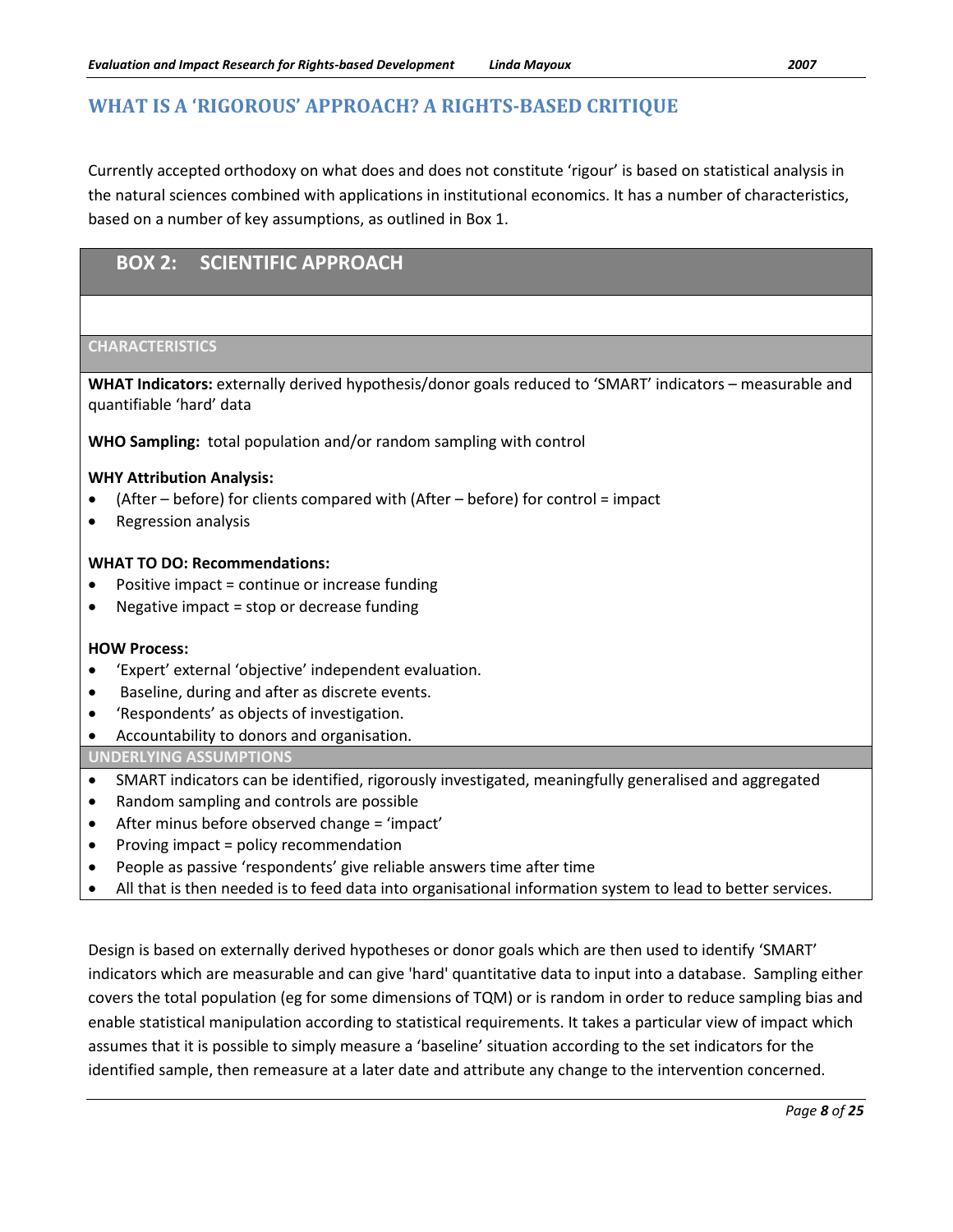## WHAT IS A 'RIGOROUS' APPROACH? A RIGHTS-BASED CRITIQUE

Currently accepted orthodoxy on what does and does not constitute 'rigour' is based on statistical analysis in the natural sciences combined with applications in institutional economics. It has a number of characteristics, based on a number of key assumptions, as outlined in Box 1.

### BOX 2: SCIENTIFIC APPROACH

**CHARACTERISTICS**

**WHAT Indicators:** externally derived hypothesis/donor goals reduced to 'SMART' indicators – measurable and quantifiable 'hard' data

**WHO Sampling:** total population and/or random sampling with control

**WHY Attribution Analysis:**

- (After – before) for clients compared with (After – before) for control = impact
- Regression analysis

**WHAT TO DO: Recommendations:**

- Positive impact = continue or increase funding
- Negative impact = stop or decrease funding

**HOW Process:**

- 'Expert' external 'objective' independent evaluation.
- Baseline, during and after as discrete events.
- 'Respondents' as objects of investigation.
- Accountability to donors and organisation.

**UNDERLYING ASSUMPTIONS**

- SMART indicators can be identified, rigorously investigated, meaningfully generalised and aggregated
- Random sampling and controls are possible
- After minus before observed change = 'impact'
- Proving impact = policy recommendation
- People as passive 'respondents' give reliable answers time after time
- All that is then needed is to feed data into organisational information system to lead to better services.

Design is based on externally derived hypotheses or donor goals which are then used to identify 'SMART' indicators which are measurable and can give 'hard' quantitative data to input into a database. Sampling either covers the total population (eg for some dimensions of TQM) or is random in order to reduce sampling bias and enable statistical manipulation according to statistical requirements. It takes a particular view of impact which assumes that it is possible to simply measure a 'baseline' situation according to the set indicators for the identified sample, then remeasure at a later date and attribute any change to the intervention concerned.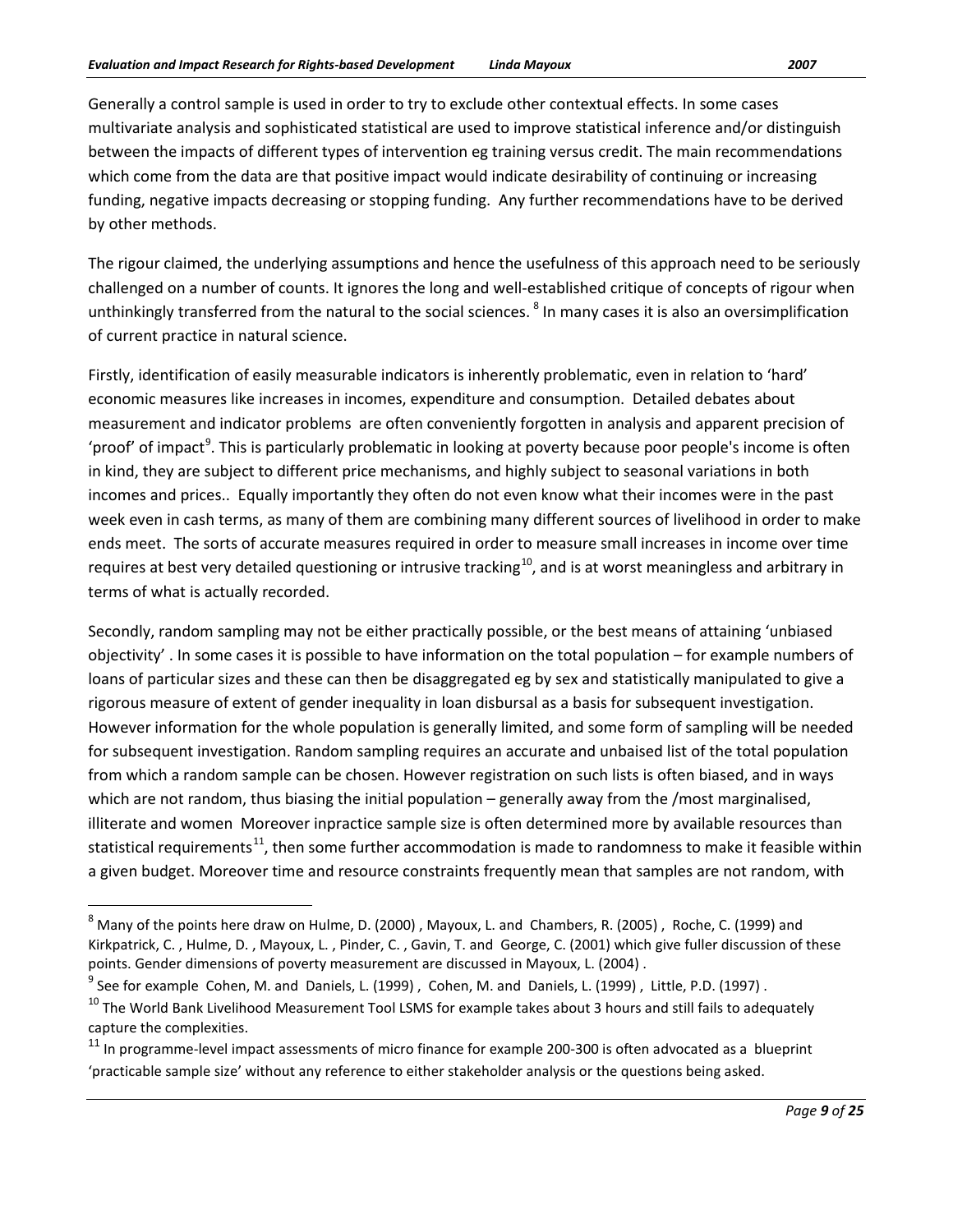Generally a control sample is used in order to try to exclude other contextual effects. In some cases multivariate analysis and sophisticated statistical are used to improve statistical inference and/or distinguish between the impacts of different types of intervention eg training versus credit. The main recommendations which come from the data are that positive impact would indicate desirability of continuing or increasing funding, negative impacts decreasing or stopping funding. Any further recommendations have to be derived by other methods.

The rigour claimed, the underlying assumptions and hence the usefulness of this approach need to be seriously challenged on a number of counts. It ignores the long and well-established critique of concepts of rigour when unthinkingly transferred from the natural to the social sciences. [8] In many cases it is also an oversimplification of current practice in natural science.

Firstly, identification of easily measurable indicators is inherently problematic, even in relation to 'hard' economic measures like increases in incomes, expenditure and consumption. Detailed debates about measurement and indicator problems are often conveniently forgotten in analysis and apparent precision of 'proof' of impact[9]. This is particularly problematic in looking at poverty because poor people's income is often in kind, they are subject to different price mechanisms, and highly subject to seasonal variations in both incomes and prices.. Equally importantly they often do not even know what their incomes were in the past week even in cash terms, as many of them are combining many different sources of livelihood in order to make ends meet. The sorts of accurate measures required in order to measure small increases in income over time requires at best very detailed questioning or intrusive tracking[10], and is at worst meaningless and arbitrary in terms of what is actually recorded.

Secondly, random sampling may not be either practically possible, or the best means of attaining 'unbiased objectivity' . In some cases it is possible to have information on the total population – for example numbers of loans of particular sizes and these can then be disaggregated eg by sex and statistically manipulated to give a rigorous measure of extent of gender inequality in loan disbursal as a basis for subsequent investigation. However information for the whole population is generally limited, and some form of sampling will be needed for subsequent investigation. Random sampling requires an accurate and unbaised list of the total population from which a random sample can be chosen. However registration on such lists is often biased, and in ways which are not random, thus biasing the initial population – generally away from the /most marginalised, illiterate and women Moreover inpractice sample size is often determined more by available resources than statistical requirements[11], then some further accommodation is made to randomness to make it feasible within a given budget. Moreover time and resource constraints frequently mean that samples are not random, with

---

[8] Many of the points here draw on Hulme, D. (2000) , Mayoux, L. and Chambers, R. (2005) , Roche, C. (1999) and Kirkpatrick, C. , Hulme, D. , Mayoux, L. , Pinder, C. , Gavin, T. and George, C. (2001) which give fuller discussion of these points. Gender dimensions of poverty measurement are discussed in Mayoux, L. (2004) .

[9] See for example Cohen, M. and Daniels, L. (1999) , Cohen, M. and Daniels, L. (1999) , Little, P.D. (1997) .

[10] The World Bank Livelihood Measurement Tool LSMS for example takes about 3 hours and still fails to adequately capture the complexities.

[11] In programme-level impact assessments of micro finance for example 200-300 is often advocated as a blueprint 'practicable sample size' without any reference to either stakeholder analysis or the questions being asked.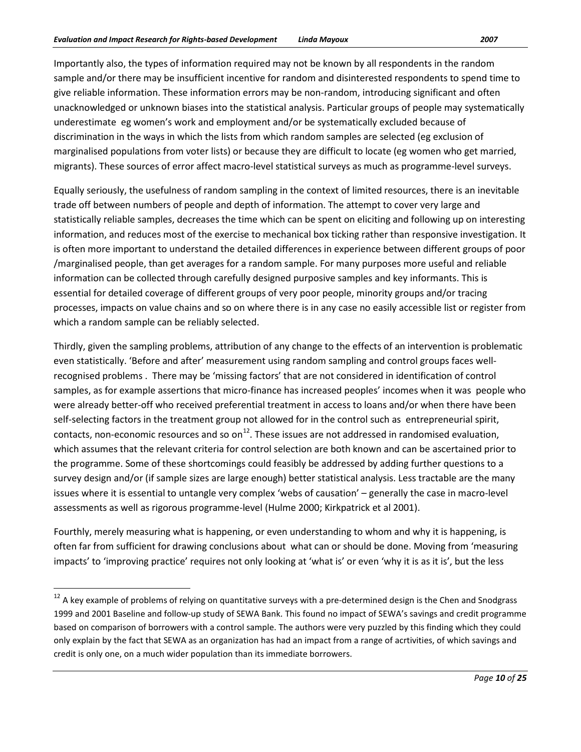Importantly also, the types of information required may not be known by all respondents in the random sample and/or there may be insufficient incentive for random and disinterested respondents to spend time to give reliable information. These information errors may be non-random, introducing significant and often unacknowledged or unknown biases into the statistical analysis. Particular groups of people may systematically underestimate eg women's work and employment and/or be systematically excluded because of discrimination in the ways in which the lists from which random samples are selected (eg exclusion of marginalised populations from voter lists) or because they are difficult to locate (eg women who get married, migrants). These sources of error affect macro-level statistical surveys as much as programme-level surveys.

Equally seriously, the usefulness of random sampling in the context of limited resources, there is an inevitable trade off between numbers of people and depth of information. The attempt to cover very large and statistically reliable samples, decreases the time which can be spent on eliciting and following up on interesting information, and reduces most of the exercise to mechanical box ticking rather than responsive investigation. It is often more important to understand the detailed differences in experience between different groups of poor /marginalised people, than get averages for a random sample. For many purposes more useful and reliable information can be collected through carefully designed purposive samples and key informants. This is essential for detailed coverage of different groups of very poor people, minority groups and/or tracing processes, impacts on value chains and so on where there is in any case no easily accessible list or register from which a random sample can be reliably selected.

Thirdly, given the sampling problems, attribution of any change to the effects of an intervention is problematic even statistically. 'Before and after' measurement using random sampling and control groups faces well-recognised problems . There may be 'missing factors' that are not considered in identification of control samples, as for example assertions that micro-finance has increased peoples' incomes when it was people who were already better-off who received preferential treatment in access to loans and/or when there have been self-selecting factors in the treatment group not allowed for in the control such as entrepreneurial spirit, contacts, non-economic resources and so on[12]. These issues are not addressed in randomised evaluation, which assumes that the relevant criteria for control selection are both known and can be ascertained prior to the programme. Some of these shortcomings could feasibly be addressed by adding further questions to a survey design and/or (if sample sizes are large enough) better statistical analysis. Less tractable are the many issues where it is essential to untangle very complex 'webs of causation' – generally the case in macro-level assessments as well as rigorous programme-level (Hulme 2000; Kirkpatrick et al 2001).

Fourthly, merely measuring what is happening, or even understanding to whom and why it is happening, is often far from sufficient for drawing conclusions about what can or should be done. Moving from 'measuring impacts' to 'improving practice' requires not only looking at 'what is' or even 'why it is as it is', but the less

---

[12] A key example of problems of relying on quantitative surveys with a pre-determined design is the Chen and Snodgrass 1999 and 2001 Baseline and follow-up study of SEWA Bank. This found no impact of SEWA's savings and credit programme based on comparison of borrowers with a control sample. The authors were very puzzled by this finding which they could only explain by the fact that SEWA as an organization has had an impact from a range of acrtivities, of which savings and credit is only one, on a much wider population than its immediate borrowers.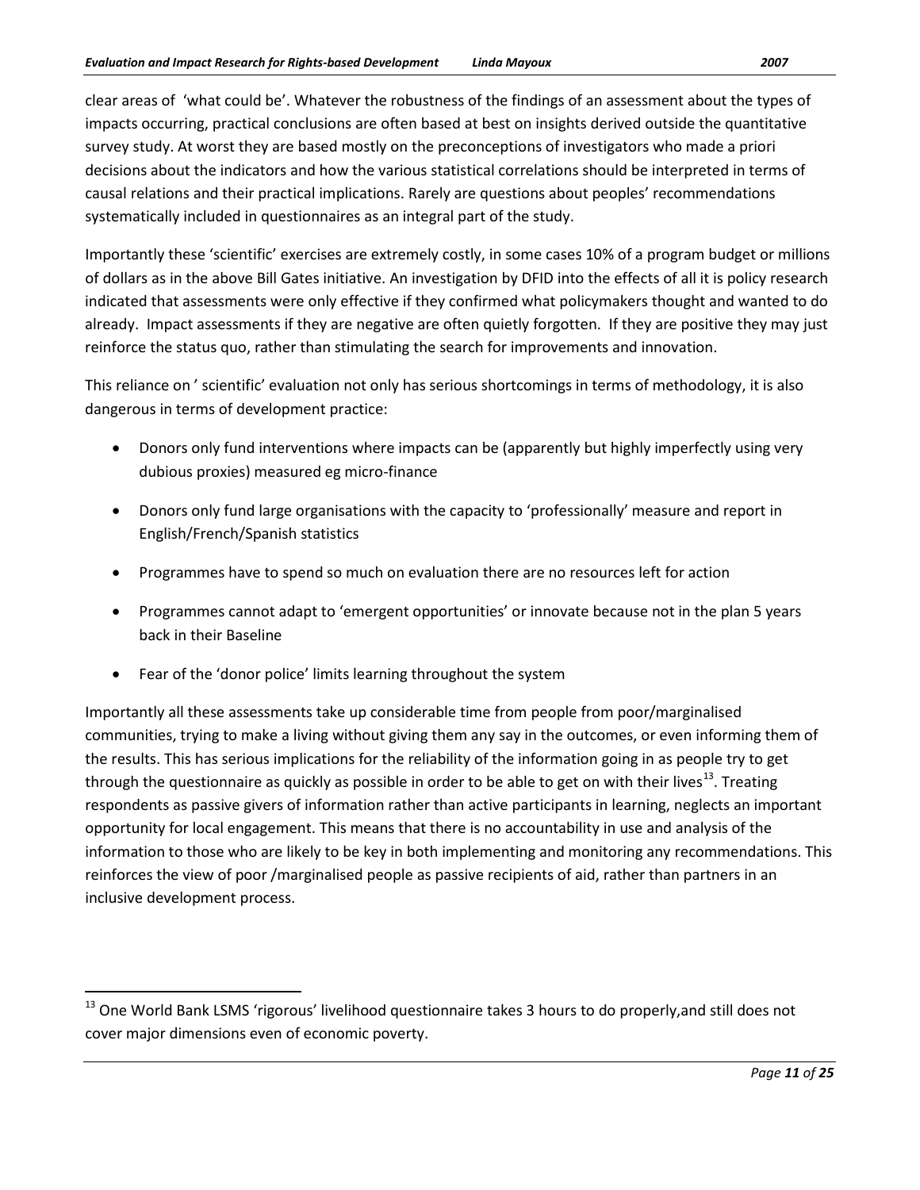clear areas of 'what could be'. Whatever the robustness of the findings of an assessment about the types of impacts occurring, practical conclusions are often based at best on insights derived outside the quantitative survey study. At worst they are based mostly on the preconceptions of investigators who made a priori decisions about the indicators and how the various statistical correlations should be interpreted in terms of causal relations and their practical implications. Rarely are questions about peoples' recommendations systematically included in questionnaires as an integral part of the study.

Importantly these 'scientific' exercises are extremely costly, in some cases 10% of a program budget or millions of dollars as in the above Bill Gates initiative. An investigation by DFID into the effects of all it is policy research indicated that assessments were only effective if they confirmed what policymakers thought and wanted to do already. Impact assessments if they are negative are often quietly forgotten. If they are positive they may just reinforce the status quo, rather than stimulating the search for improvements and innovation.

This reliance on ' scientific' evaluation not only has serious shortcomings in terms of methodology, it is also dangerous in terms of development practice:

- Donors only fund interventions where impacts can be (apparently but highly imperfectly using very dubious proxies) measured eg micro-finance
- Donors only fund large organisations with the capacity to 'professionally' measure and report in English/French/Spanish statistics
- Programmes have to spend so much on evaluation there are no resources left for action
- Programmes cannot adapt to 'emergent opportunities' or innovate because not in the plan 5 years back in their Baseline
- Fear of the 'donor police' limits learning throughout the system

Importantly all these assessments take up considerable time from people from poor/marginalised communities, trying to make a living without giving them any say in the outcomes, or even informing them of the results. This has serious implications for the reliability of the information going in as people try to get through the questionnaire as quickly as possible in order to be able to get on with their lives[13]. Treating respondents as passive givers of information rather than active participants in learning, neglects an important opportunity for local engagement. This means that there is no accountability in use and analysis of the information to those who are likely to be key in both implementing and monitoring any recommendations. This reinforces the view of poor /marginalised people as passive recipients of aid, rather than partners in an inclusive development process.

---

[13] One World Bank LSMS 'rigorous' livelihood questionnaire takes 3 hours to do properly,and still does not cover major dimensions even of economic poverty.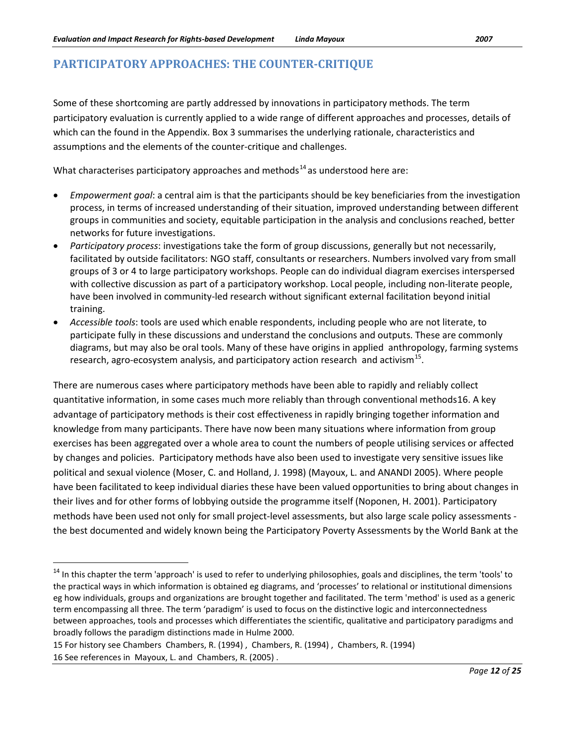## PARTICIPATORY APPROACHES: THE COUNTER-CRITIQUE

Some of these shortcoming are partly addressed by innovations in participatory methods. The term participatory evaluation is currently applied to a wide range of different approaches and processes, details of which can the found in the Appendix. Box 3 summarises the underlying rationale, characteristics and assumptions and the elements of the counter-critique and challenges.

What characterises participatory approaches and methods[14] as understood here are:

- *Empowerment goal*: a central aim is that the participants should be key beneficiaries from the investigation process, in terms of increased understanding of their situation, improved understanding between different groups in communities and society, equitable participation in the analysis and conclusions reached, better networks for future investigations.
- *Participatory process*: investigations take the form of group discussions, generally but not necessarily, facilitated by outside facilitators: NGO staff, consultants or researchers. Numbers involved vary from small groups of 3 or 4 to large participatory workshops. People can do individual diagram exercises interspersed with collective discussion as part of a participatory workshop. Local people, including non-literate people, have been involved in community-led research without significant external facilitation beyond initial training.
- *Accessible tools*: tools are used which enable respondents, including people who are not literate, to participate fully in these discussions and understand the conclusions and outputs. These are commonly diagrams, but may also be oral tools. Many of these have origins in applied anthropology, farming systems research, agro-ecosystem analysis, and participatory action research and activism[15].

There are numerous cases where participatory methods have been able to rapidly and reliably collect quantitative information, in some cases much more reliably than through conventional methods16. A key advantage of participatory methods is their cost effectiveness in rapidly bringing together information and knowledge from many participants. There have now been many situations where information from group exercises has been aggregated over a whole area to count the numbers of people utilising services or affected by changes and policies. Participatory methods have also been used to investigate very sensitive issues like political and sexual violence (Moser, C. and Holland, J. 1998) (Mayoux, L. and ANANDI 2005). Where people have been facilitated to keep individual diaries these have been valued opportunities to bring about changes in their lives and for other forms of lobbying outside the programme itself (Noponen, H. 2001). Participatory methods have been used not only for small project-level assessments, but also large scale policy assessments - the best documented and widely known being the Participatory Poverty Assessments by the World Bank at the

---

[14] In this chapter the term 'approach' is used to refer to underlying philosophies, goals and disciplines, the term 'tools' to the practical ways in which information is obtained eg diagrams, and 'processes' to relational or institutional dimensions eg how individuals, groups and organizations are brought together and facilitated. The term 'method' is used as a generic term encompassing all three. The term 'paradigm' is used to focus on the distinctive logic and interconnectedness between approaches, tools and processes which differentiates the scientific, qualitative and participatory paradigms and broadly follows the paradigm distinctions made in Hulme 2000.

15 For history see Chambers Chambers, R. (1994) , Chambers, R. (1994) , Chambers, R. (1994)

16 See references in Mayoux, L. and Chambers, R. (2005) .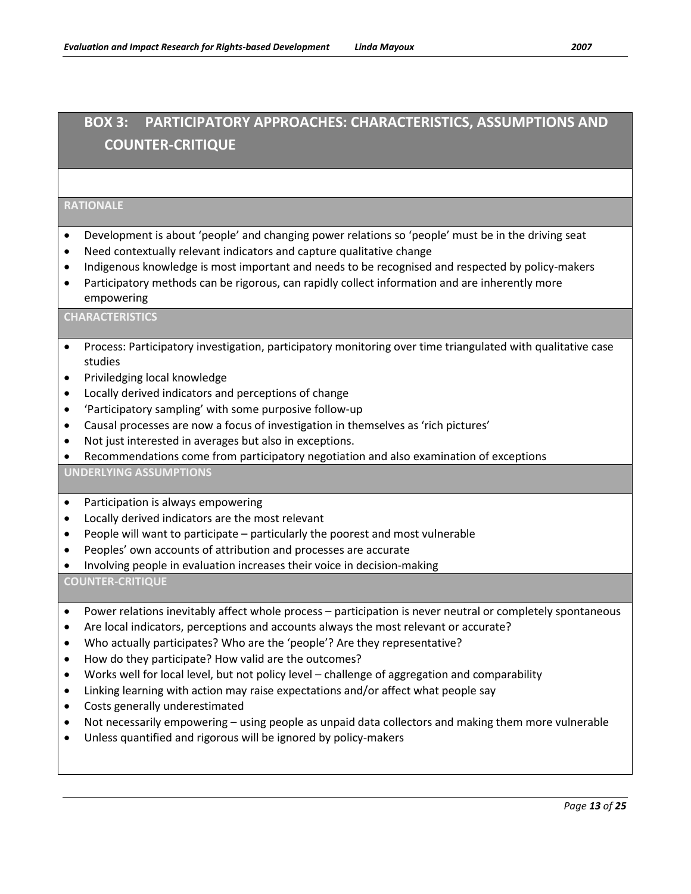## BOX 3: PARTICIPATORY APPROACHES: CHARACTERISTICS, ASSUMPTIONS AND COUNTER-CRITIQUE

### RATIONALE

- Development is about 'people' and changing power relations so 'people' must be in the driving seat
- Need contextually relevant indicators and capture qualitative change
- Indigenous knowledge is most important and needs to be recognised and respected by policy-makers
- Participatory methods can be rigorous, can rapidly collect information and are inherently more empowering

### CHARACTERISTICS

- Process: Participatory investigation, participatory monitoring over time triangulated with qualitative case studies
- Priviledging local knowledge
- Locally derived indicators and perceptions of change
- 'Participatory sampling' with some purposive follow-up
- Causal processes are now a focus of investigation in themselves as 'rich pictures'
- Not just interested in averages but also in exceptions.
- Recommendations come from participatory negotiation and also examination of exceptions

### UNDERLYING ASSUMPTIONS

- Participation is always empowering
- Locally derived indicators are the most relevant
- People will want to participate – particularly the poorest and most vulnerable
- Peoples' own accounts of attribution and processes are accurate
- Involving people in evaluation increases their voice in decision-making

### COUNTER-CRITIQUE

- Power relations inevitably affect whole process – participation is never neutral or completely spontaneous
- Are local indicators, perceptions and accounts always the most relevant or accurate?
- Who actually participates? Who are the 'people'? Are they representative?
- How do they participate? How valid are the outcomes?
- Works well for local level, but not policy level – challenge of aggregation and comparability
- Linking learning with action may raise expectations and/or affect what people say
- Costs generally underestimated
- Not necessarily empowering – using people as unpaid data collectors and making them more vulnerable
- Unless quantified and rigorous will be ignored by policy-makers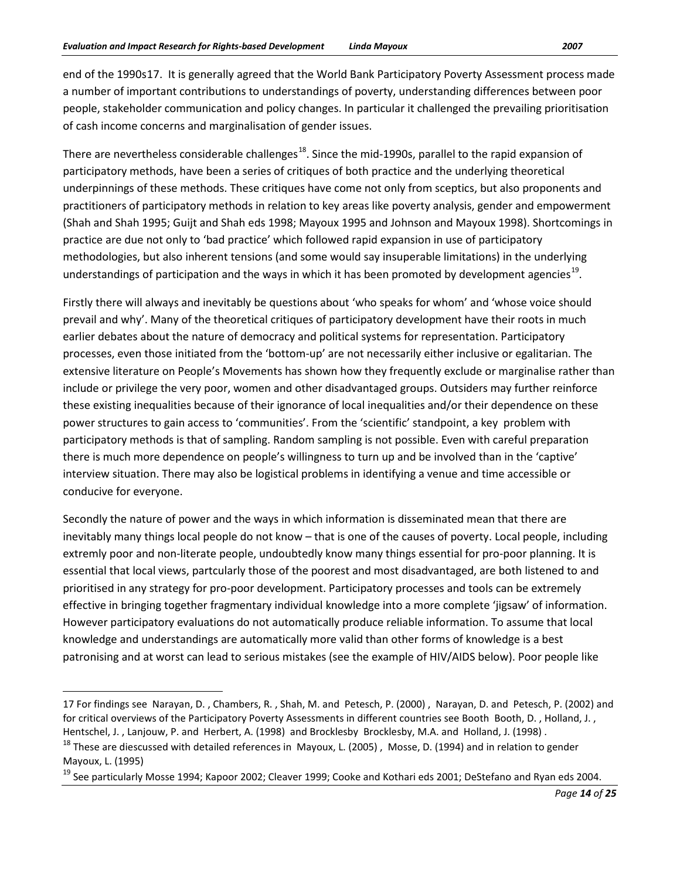end of the 1990s17. It is generally agreed that the World Bank Participatory Poverty Assessment process made a number of important contributions to understandings of poverty, understanding differences between poor people, stakeholder communication and policy changes. In particular it challenged the prevailing prioritisation of cash income concerns and marginalisation of gender issues.

There are nevertheless considerable challenges[18]. Since the mid-1990s, parallel to the rapid expansion of participatory methods, have been a series of critiques of both practice and the underlying theoretical underpinnings of these methods. These critiques have come not only from sceptics, but also proponents and practitioners of participatory methods in relation to key areas like poverty analysis, gender and empowerment (Shah and Shah 1995; Guijt and Shah eds 1998; Mayoux 1995 and Johnson and Mayoux 1998). Shortcomings in practice are due not only to 'bad practice' which followed rapid expansion in use of participatory methodologies, but also inherent tensions (and some would say insuperable limitations) in the underlying understandings of participation and the ways in which it has been promoted by development agencies[19].

Firstly there will always and inevitably be questions about 'who speaks for whom' and 'whose voice should prevail and why'. Many of the theoretical critiques of participatory development have their roots in much earlier debates about the nature of democracy and political systems for representation. Participatory processes, even those initiated from the 'bottom-up' are not necessarily either inclusive or egalitarian. The extensive literature on People's Movements has shown how they frequently exclude or marginalise rather than include or privilege the very poor, women and other disadvantaged groups. Outsiders may further reinforce these existing inequalities because of their ignorance of local inequalities and/or their dependence on these power structures to gain access to 'communities'. From the 'scientific' standpoint, a key problem with participatory methods is that of sampling. Random sampling is not possible. Even with careful preparation there is much more dependence on people's willingness to turn up and be involved than in the 'captive' interview situation. There may also be logistical problems in identifying a venue and time accessible or conducive for everyone.

Secondly the nature of power and the ways in which information is disseminated mean that there are inevitably many things local people do not know – that is one of the causes of poverty. Local people, including extremly poor and non-literate people, undoubtedly know many things essential for pro-poor planning. It is essential that local views, partcularly those of the poorest and most disadvantaged, are both listened to and prioritised in any strategy for pro-poor development. Participatory processes and tools can be extremely effective in bringing together fragmentary individual knowledge into a more complete 'jigsaw' of information. However participatory evaluations do not automatically produce reliable information. To assume that local knowledge and understandings are automatically more valid than other forms of knowledge is a best patronising and at worst can lead to serious mistakes (see the example of HIV/AIDS below). Poor people like

---

17 For findings see Narayan, D. , Chambers, R. , Shah, M. and Petesch, P. (2000) , Narayan, D. and Petesch, P. (2002) and for critical overviews of the Participatory Poverty Assessments in different countries see Booth Booth, D. , Holland, J. , Hentschel, J. , Lanjouw, P. and Herbert, A. (1998) and Brocklesby Brocklesby, M.A. and Holland, J. (1998) .

[18] These are diescussed with detailed references in Mayoux, L. (2005) , Mosse, D. (1994) and in relation to gender Mayoux, L. (1995)

[19] See particularly Mosse 1994; Kapoor 2002; Cleaver 1999; Cooke and Kothari eds 2001; DeStefano and Ryan eds 2004.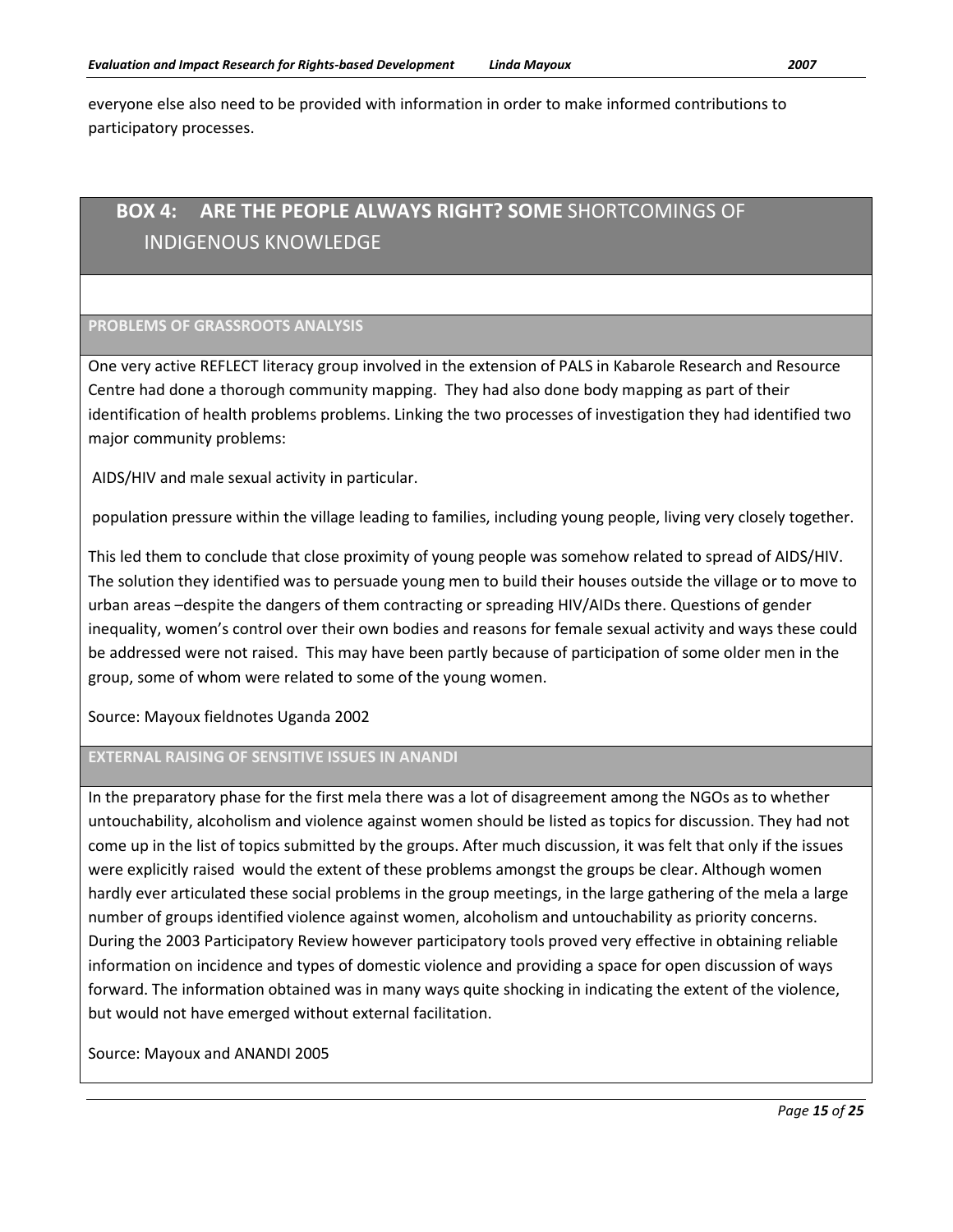everyone else also need to be provided with information in order to make informed contributions to participatory processes.

## BOX 4: ARE THE PEOPLE ALWAYS RIGHT? SOME SHORTCOMINGS OF INDIGENOUS KNOWLEDGE

### PROBLEMS OF GRASSROOTS ANALYSIS

One very active REFLECT literacy group involved in the extension of PALS in Kabarole Research and Resource Centre had done a thorough community mapping. They had also done body mapping as part of their identification of health problems problems. Linking the two processes of investigation they had identified two major community problems:

AIDS/HIV and male sexual activity in particular.

population pressure within the village leading to families, including young people, living very closely together.

This led them to conclude that close proximity of young people was somehow related to spread of AIDS/HIV. The solution they identified was to persuade young men to build their houses outside the village or to move to urban areas –despite the dangers of them contracting or spreading HIV/AIDs there. Questions of gender inequality, women's control over their own bodies and reasons for female sexual activity and ways these could be addressed were not raised. This may have been partly because of participation of some older men in the group, some of whom were related to some of the young women.

Source: Mayoux fieldnotes Uganda 2002

### EXTERNAL RAISING OF SENSITIVE ISSUES IN ANANDI

In the preparatory phase for the first mela there was a lot of disagreement among the NGOs as to whether untouchability, alcoholism and violence against women should be listed as topics for discussion. They had not come up in the list of topics submitted by the groups. After much discussion, it was felt that only if the issues were explicitly raised would the extent of these problems amongst the groups be clear. Although women hardly ever articulated these social problems in the group meetings, in the large gathering of the mela a large number of groups identified violence against women, alcoholism and untouchability as priority concerns. During the 2003 Participatory Review however participatory tools proved very effective in obtaining reliable information on incidence and types of domestic violence and providing a space for open discussion of ways forward. The information obtained was in many ways quite shocking in indicating the extent of the violence, but would not have emerged without external facilitation.

Source: Mayoux and ANANDI 2005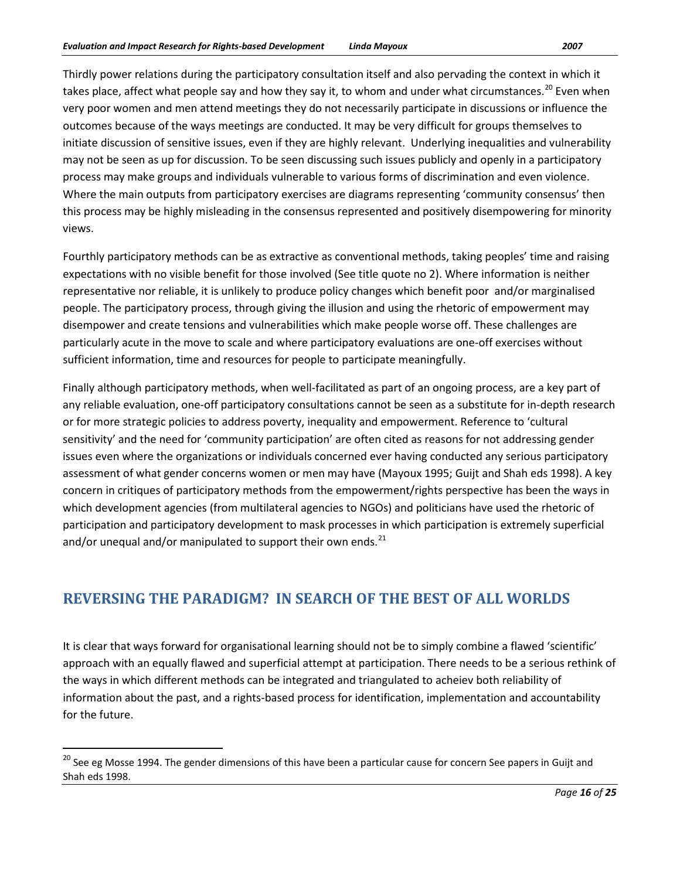Thirdly power relations during the participatory consultation itself and also pervading the context in which it takes place, affect what people say and how they say it, to whom and under what circumstances.[20] Even when very poor women and men attend meetings they do not necessarily participate in discussions or influence the outcomes because of the ways meetings are conducted. It may be very difficult for groups themselves to initiate discussion of sensitive issues, even if they are highly relevant. Underlying inequalities and vulnerability may not be seen as up for discussion. To be seen discussing such issues publicly and openly in a participatory process may make groups and individuals vulnerable to various forms of discrimination and even violence. Where the main outputs from participatory exercises are diagrams representing 'community consensus' then this process may be highly misleading in the consensus represented and positively disempowering for minority views.

Fourthly participatory methods can be as extractive as conventional methods, taking peoples' time and raising expectations with no visible benefit for those involved (See title quote no 2). Where information is neither representative nor reliable, it is unlikely to produce policy changes which benefit poor and/or marginalised people. The participatory process, through giving the illusion and using the rhetoric of empowerment may disempower and create tensions and vulnerabilities which make people worse off. These challenges are particularly acute in the move to scale and where participatory evaluations are one-off exercises without sufficient information, time and resources for people to participate meaningfully.

Finally although participatory methods, when well-facilitated as part of an ongoing process, are a key part of any reliable evaluation, one-off participatory consultations cannot be seen as a substitute for in-depth research or for more strategic policies to address poverty, inequality and empowerment. Reference to 'cultural sensitivity' and the need for 'community participation' are often cited as reasons for not addressing gender issues even where the organizations or individuals concerned ever having conducted any serious participatory assessment of what gender concerns women or men may have (Mayoux 1995; Guijt and Shah eds 1998). A key concern in critiques of participatory methods from the empowerment/rights perspective has been the ways in which development agencies (from multilateral agencies to NGOs) and politicians have used the rhetoric of participation and participatory development to mask processes in which participation is extremely superficial and/or unequal and/or manipulated to support their own ends.[21]

## REVERSING THE PARADIGM? IN SEARCH OF THE BEST OF ALL WORLDS

It is clear that ways forward for organisational learning should not be to simply combine a flawed 'scientific' approach with an equally flawed and superficial attempt at participation. There needs to be a serious rethink of the ways in which different methods can be integrated and triangulated to acheiev both reliability of information about the past, and a rights-based process for identification, implementation and accountability for the future.

---

[20] See eg Mosse 1994. The gender dimensions of this have been a particular cause for concern See papers in Guijt and Shah eds 1998.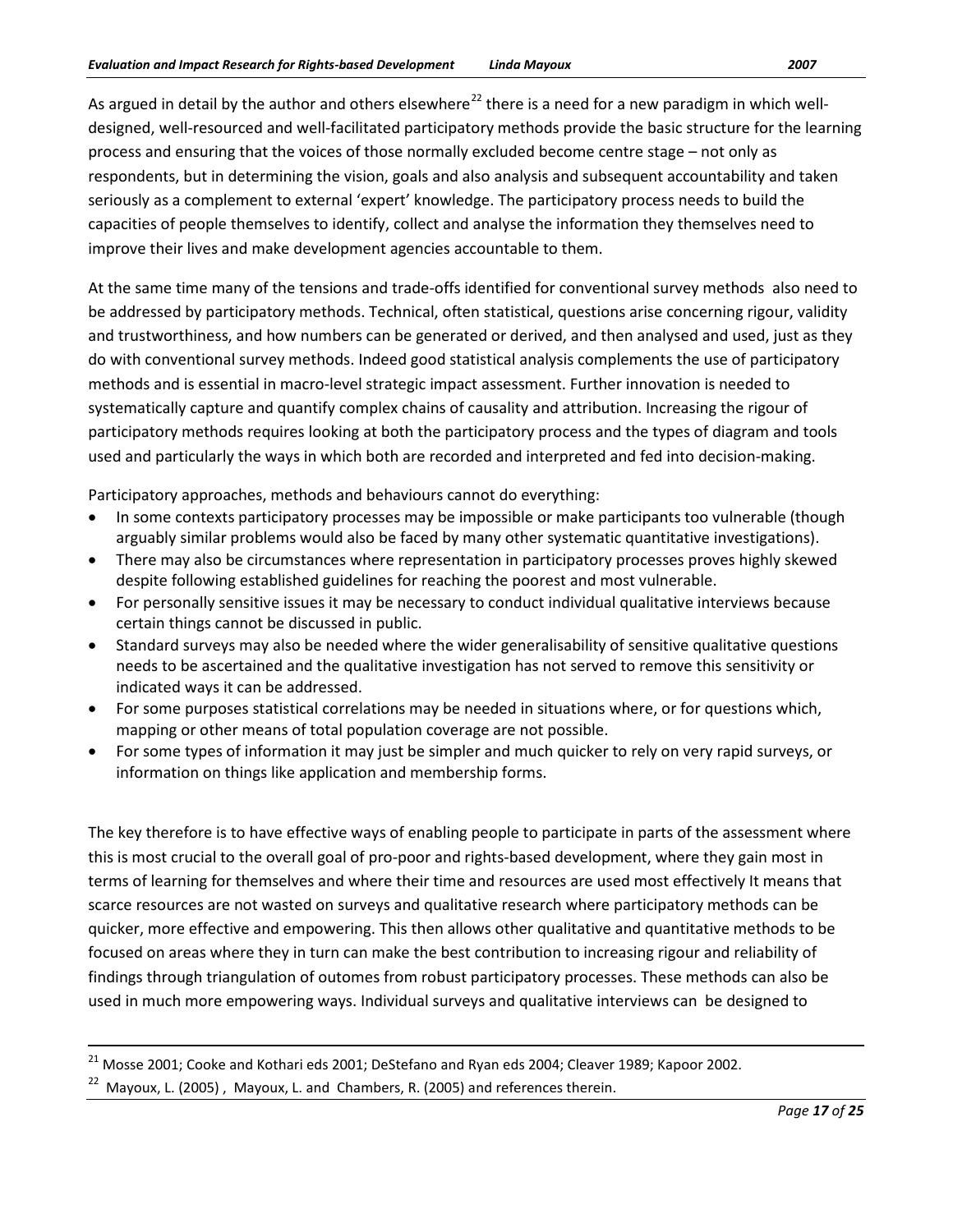As argued in detail by the author and others elsewhere[22] there is a need for a new paradigm in which well-designed, well-resourced and well-facilitated participatory methods provide the basic structure for the learning process and ensuring that the voices of those normally excluded become centre stage – not only as respondents, but in determining the vision, goals and also analysis and subsequent accountability and taken seriously as a complement to external 'expert' knowledge. The participatory process needs to build the capacities of people themselves to identify, collect and analyse the information they themselves need to improve their lives and make development agencies accountable to them.

At the same time many of the tensions and trade-offs identified for conventional survey methods also need to be addressed by participatory methods. Technical, often statistical, questions arise concerning rigour, validity and trustworthiness, and how numbers can be generated or derived, and then analysed and used, just as they do with conventional survey methods. Indeed good statistical analysis complements the use of participatory methods and is essential in macro-level strategic impact assessment. Further innovation is needed to systematically capture and quantify complex chains of causality and attribution. Increasing the rigour of participatory methods requires looking at both the participatory process and the types of diagram and tools used and particularly the ways in which both are recorded and interpreted and fed into decision-making.

Participatory approaches, methods and behaviours cannot do everything:

- In some contexts participatory processes may be impossible or make participants too vulnerable (though arguably similar problems would also be faced by many other systematic quantitative investigations).
- There may also be circumstances where representation in participatory processes proves highly skewed despite following established guidelines for reaching the poorest and most vulnerable.
- For personally sensitive issues it may be necessary to conduct individual qualitative interviews because certain things cannot be discussed in public.
- Standard surveys may also be needed where the wider generalisability of sensitive qualitative questions needs to be ascertained and the qualitative investigation has not served to remove this sensitivity or indicated ways it can be addressed.
- For some purposes statistical correlations may be needed in situations where, or for questions which, mapping or other means of total population coverage are not possible.
- For some types of information it may just be simpler and much quicker to rely on very rapid surveys, or information on things like application and membership forms.

The key therefore is to have effective ways of enabling people to participate in parts of the assessment where this is most crucial to the overall goal of pro-poor and rights-based development, where they gain most in terms of learning for themselves and where their time and resources are used most effectively It means that scarce resources are not wasted on surveys and qualitative research where participatory methods can be quicker, more effective and empowering. This then allows other qualitative and quantitative methods to be focused on areas where they in turn can make the best contribution to increasing rigour and reliability of findings through triangulation of outomes from robust participatory processes. These methods can also be used in much more empowering ways. Individual surveys and qualitative interviews can be designed to

---

[21] Mosse 2001; Cooke and Kothari eds 2001; DeStefano and Ryan eds 2004; Cleaver 1989; Kapoor 2002.

[22] Mayoux, L. (2005) , Mayoux, L. and Chambers, R. (2005) and references therein.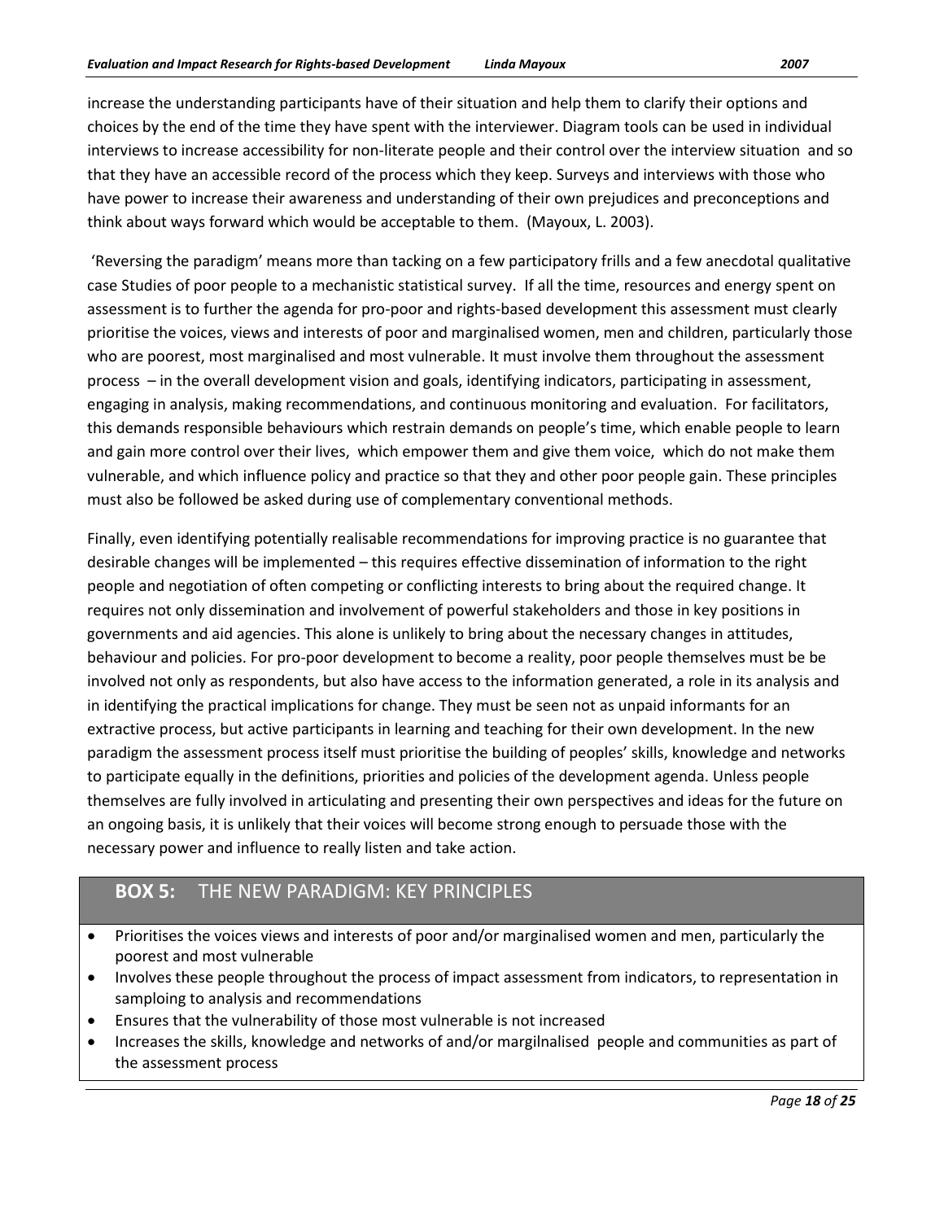increase the understanding participants have of their situation and help them to clarify their options and choices by the end of the time they have spent with the interviewer. Diagram tools can be used in individual interviews to increase accessibility for non-literate people and their control over the interview situation and so that they have an accessible record of the process which they keep. Surveys and interviews with those who have power to increase their awareness and understanding of their own prejudices and preconceptions and think about ways forward which would be acceptable to them. (Mayoux, L. 2003).

'Reversing the paradigm' means more than tacking on a few participatory frills and a few anecdotal qualitative case Studies of poor people to a mechanistic statistical survey. If all the time, resources and energy spent on assessment is to further the agenda for pro-poor and rights-based development this assessment must clearly prioritise the voices, views and interests of poor and marginalised women, men and children, particularly those who are poorest, most marginalised and most vulnerable. It must involve them throughout the assessment process – in the overall development vision and goals, identifying indicators, participating in assessment, engaging in analysis, making recommendations, and continuous monitoring and evaluation. For facilitators, this demands responsible behaviours which restrain demands on people's time, which enable people to learn and gain more control over their lives, which empower them and give them voice, which do not make them vulnerable, and which influence policy and practice so that they and other poor people gain. These principles must also be followed be asked during use of complementary conventional methods.

Finally, even identifying potentially realisable recommendations for improving practice is no guarantee that desirable changes will be implemented – this requires effective dissemination of information to the right people and negotiation of often competing or conflicting interests to bring about the required change. It requires not only dissemination and involvement of powerful stakeholders and those in key positions in governments and aid agencies. This alone is unlikely to bring about the necessary changes in attitudes, behaviour and policies. For pro-poor development to become a reality, poor people themselves must be be involved not only as respondents, but also have access to the information generated, a role in its analysis and in identifying the practical implications for change. They must be seen not as unpaid informants for an extractive process, but active participants in learning and teaching for their own development. In the new paradigm the assessment process itself must prioritise the building of peoples' skills, knowledge and networks to participate equally in the definitions, priorities and policies of the development agenda. Unless people themselves are fully involved in articulating and presenting their own perspectives and ideas for the future on an ongoing basis, it is unlikely that their voices will become strong enough to persuade those with the necessary power and influence to really listen and take action.

## **BOX 5:** THE NEW PARADIGM: KEY PRINCIPLES

- Prioritises the voices views and interests of poor and/or marginalised women and men, particularly the poorest and most vulnerable
- Involves these people throughout the process of impact assessment from indicators, to representation in samploing to analysis and recommendations
- Ensures that the vulnerability of those most vulnerable is not increased
- Increases the skills, knowledge and networks of and/or margilnalised people and communities as part of the assessment process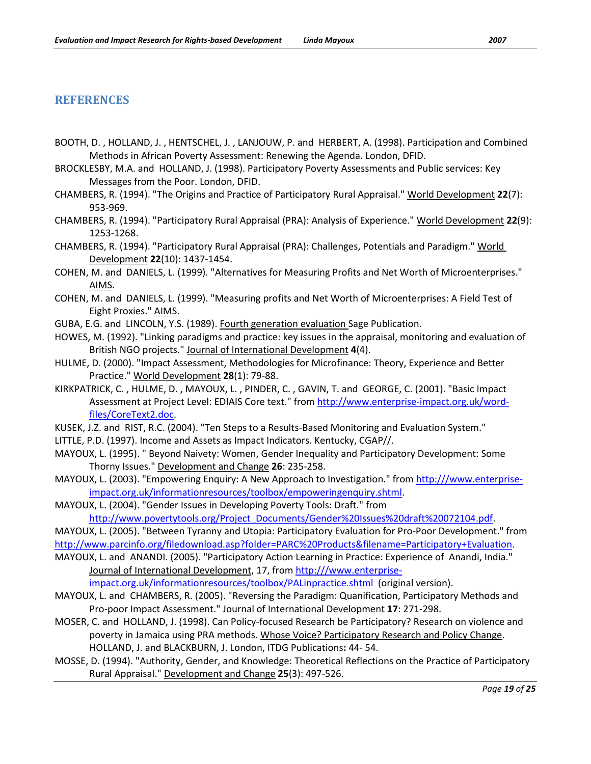## REFERENCES

BOOTH, D. , HOLLAND, J. , HENTSCHEL, J. , LANJOUW, P. and HERBERT, A. (1998). Participation and Combined Methods in African Poverty Assessment: Renewing the Agenda. London, DFID.

BROCKLESBY, M.A. and HOLLAND, J. (1998). Participatory Poverty Assessments and Public services: Key Messages from the Poor. London, DFID.

CHAMBERS, R. (1994). "The Origins and Practice of Participatory Rural Appraisal." World Development **22**(7): 953-969.

CHAMBERS, R. (1994). "Participatory Rural Appraisal (PRA): Analysis of Experience." World Development **22**(9): 1253-1268.

CHAMBERS, R. (1994). "Participatory Rural Appraisal (PRA): Challenges, Potentials and Paradigm." World Development **22**(10): 1437-1454.

COHEN, M. and DANIELS, L. (1999). "Alternatives for Measuring Profits and Net Worth of Microenterprises." AIMS.

COHEN, M. and DANIELS, L. (1999). "Measuring profits and Net Worth of Microenterprises: A Field Test of Eight Proxies." AIMS.

GUBA, E.G. and LINCOLN, Y.S. (1989). Fourth generation evaluation Sage Publication.

HOWES, M. (1992). "Linking paradigms and practice: key issues in the appraisal, monitoring and evaluation of British NGO projects." Journal of International Development **4**(4).

HULME, D. (2000). "Impact Assessment, Methodologies for Microfinance: Theory, Experience and Better Practice." World Development **28**(1): 79-88.

KIRKPATRICK, C. , HULME, D. , MAYOUX, L. , PINDER, C. , GAVIN, T. and GEORGE, C. (2001). "Basic Impact Assessment at Project Level: EDIAIS Core text." from http://www.enterprise-impact.org.uk/word-files/CoreText2.doc.

KUSEK, J.Z. and RIST, R.C. (2004). "Ten Steps to a Results-Based Monitoring and Evaluation System."

LITTLE, P.D. (1997). Income and Assets as Impact Indicators. Kentucky, CGAP//.

MAYOUX, L. (1995). " Beyond Naivety: Women, Gender Inequality and Participatory Development: Some Thorny Issues." Development and Change **26**: 235-258.

MAYOUX, L. (2003). "Empowering Enquiry: A New Approach to Investigation." from http:///www.enterprise-impact.org.uk/informationresources/toolbox/empoweringenquiry.shtml.

MAYOUX, L. (2004). "Gender Issues in Developing Poverty Tools: Draft." from http://www.povertytools.org/Project_Documents/Gender%20Issues%20draft%20072104.pdf.

MAYOUX, L. (2005). "Between Tyranny and Utopia: Participatory Evaluation for Pro-Poor Development." from http://www.parcinfo.org/filedownload.asp?folder=PARC%20Products&filename=Participatory+Evaluation.

MAYOUX, L. and ANANDI. (2005). "Participatory Action Learning in Practice: Experience of Anandi, India." Journal of International Development, 17, from http:///www.enterprise-impact.org.uk/informationresources/toolbox/PALinpractice.shtml (original version).

MAYOUX, L. and CHAMBERS, R. (2005). "Reversing the Paradigm: Quanification, Participatory Methods and Pro-poor Impact Assessment." Journal of International Development **17**: 271-298.

MOSER, C. and HOLLAND, J. (1998). Can Policy-focused Research be Participatory? Research on violence and poverty in Jamaica using PRA methods. Whose Voice? Participatory Research and Policy Change. HOLLAND, J. and BLACKBURN, J. London, ITDG Publications**:** 44- 54.

MOSSE, D. (1994). "Authority, Gender, and Knowledge: Theoretical Reflections on the Practice of Participatory Rural Appraisal." Development and Change **25**(3): 497-526.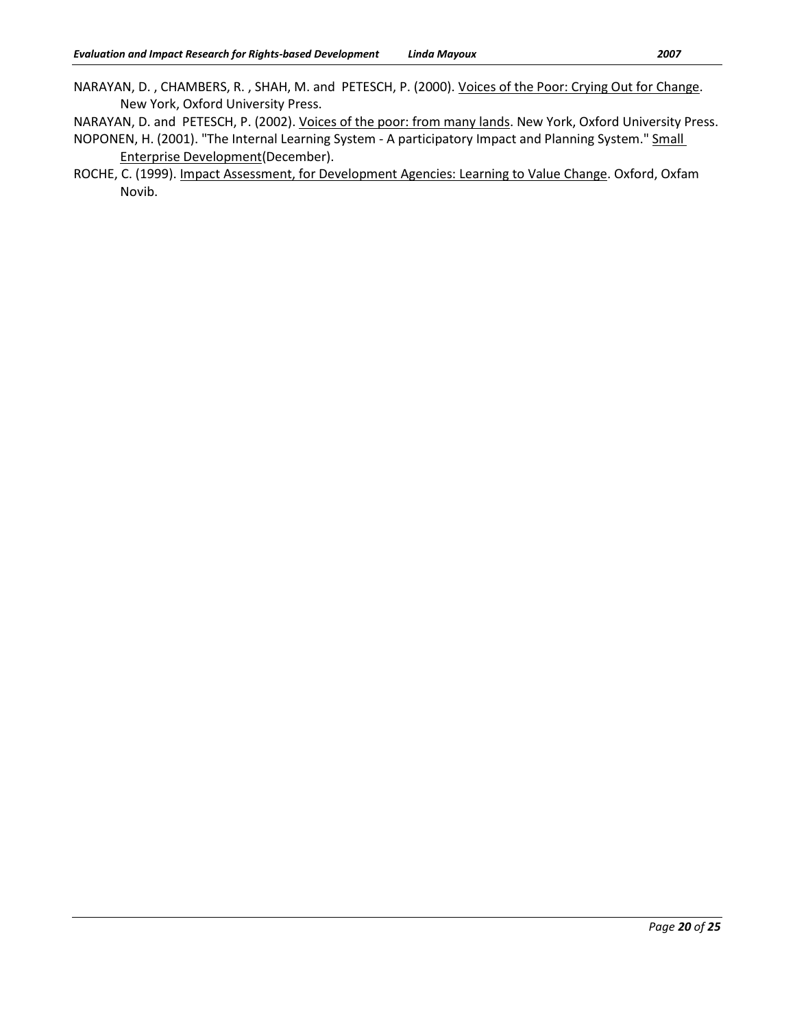NARAYAN, D. , CHAMBERS, R. , SHAH, M. and PETESCH, P. (2000). Voices of the Poor: Crying Out for Change. New York, Oxford University Press.

NARAYAN, D. and PETESCH, P. (2002). Voices of the poor: from many lands. New York, Oxford University Press.

NOPONEN, H. (2001). "The Internal Learning System - A participatory Impact and Planning System." Small Enterprise Development(December).

ROCHE, C. (1999). Impact Assessment, for Development Agencies: Learning to Value Change. Oxford, Oxfam Novib.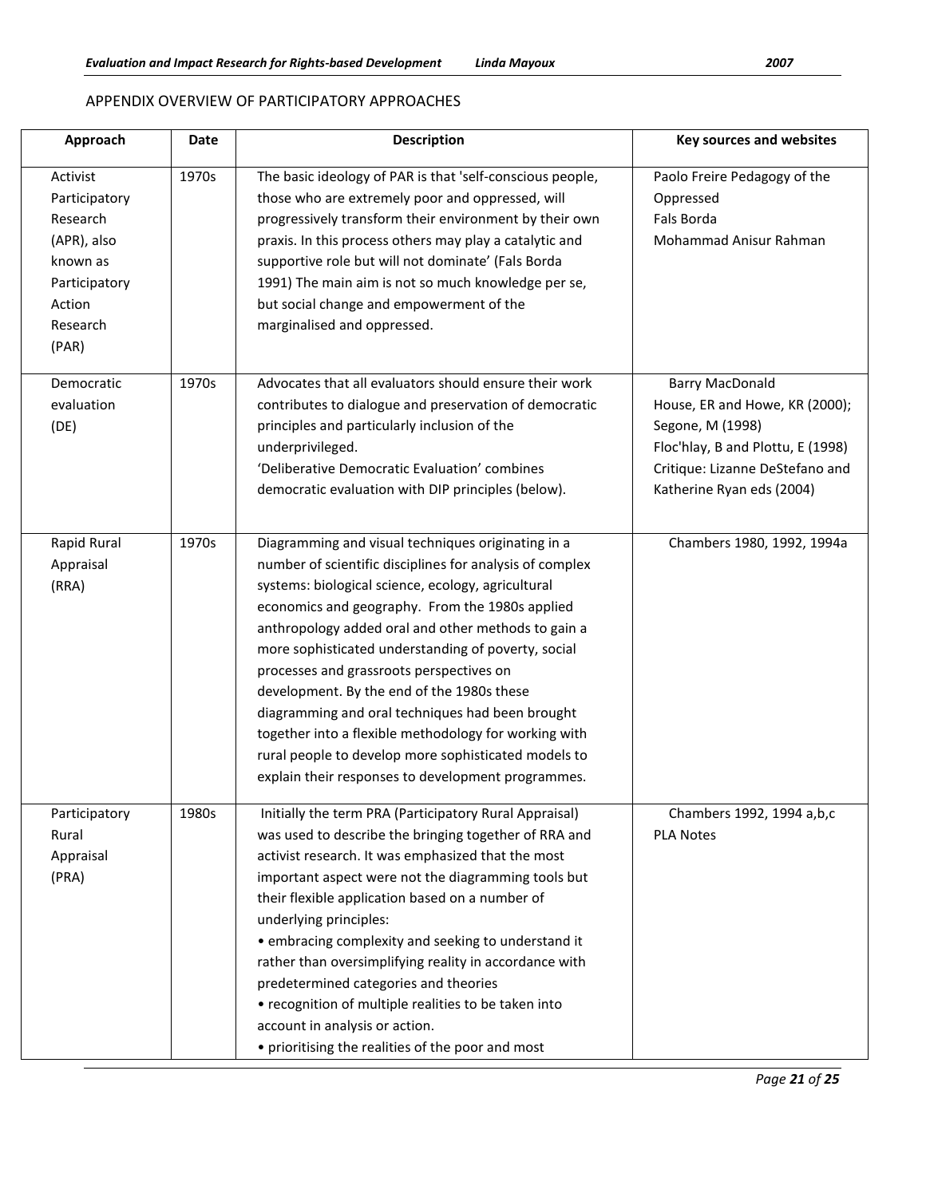APPENDIX OVERVIEW OF PARTICIPATORY APPROACHES

| Approach | Date | Description | Key sources and websites |
|---|---|---|---|
| Activist Participatory Research (APR), also known as Participatory Action Research (PAR) | 1970s | The basic ideology of PAR is that 'self-conscious people, those who are extremely poor and oppressed, will progressively transform their environment by their own praxis. In this process others may play a catalytic and supportive role but will not dominate' (Fals Borda 1991) The main aim is not so much knowledge per se, but social change and empowerment of the marginalised and oppressed. | Paolo Freire Pedagogy of the Oppressed<br>Fals Borda<br>Mohammad Anisur Rahman |
| Democratic evaluation (DE) | 1970s | Advocates that all evaluators should ensure their work contributes to dialogue and preservation of democratic principles and particularly inclusion of the underprivileged.<br>'Deliberative Democratic Evaluation' combines democratic evaluation with DIP principles (below). | Barry MacDonald<br>House, ER and Howe, KR (2000); Segone, M (1998)<br>Floc'hlay, B and Plottu, E (1998)<br>Critique: Lizanne DeStefano and Katherine Ryan eds (2004) |
| Rapid Rural Appraisal (RRA) | 1970s | Diagramming and visual techniques originating in a number of scientific disciplines for analysis of complex systems: biological science, ecology, agricultural economics and geography. From the 1980s applied anthropology added oral and other methods to gain a more sophisticated understanding of poverty, social processes and grassroots perspectives on development. By the end of the 1980s these diagramming and oral techniques had been brought together into a flexible methodology for working with rural people to develop more sophisticated models to explain their responses to development programmes. | Chambers 1980, 1992, 1994a |
| Participatory Rural Appraisal (PRA) | 1980s | Initially the term PRA (Participatory Rural Appraisal) was used to describe the bringing together of RRA and activist research. It was emphasized that the most important aspect were not the diagramming tools but their flexible application based on a number of underlying principles:<br>• embracing complexity and seeking to understand it rather than oversimplifying reality in accordance with predetermined categories and theories<br>• recognition of multiple realities to be taken into account in analysis or action.<br>• prioritising the realities of the poor and most | Chambers 1992, 1994 a,b,c<br>PLA Notes |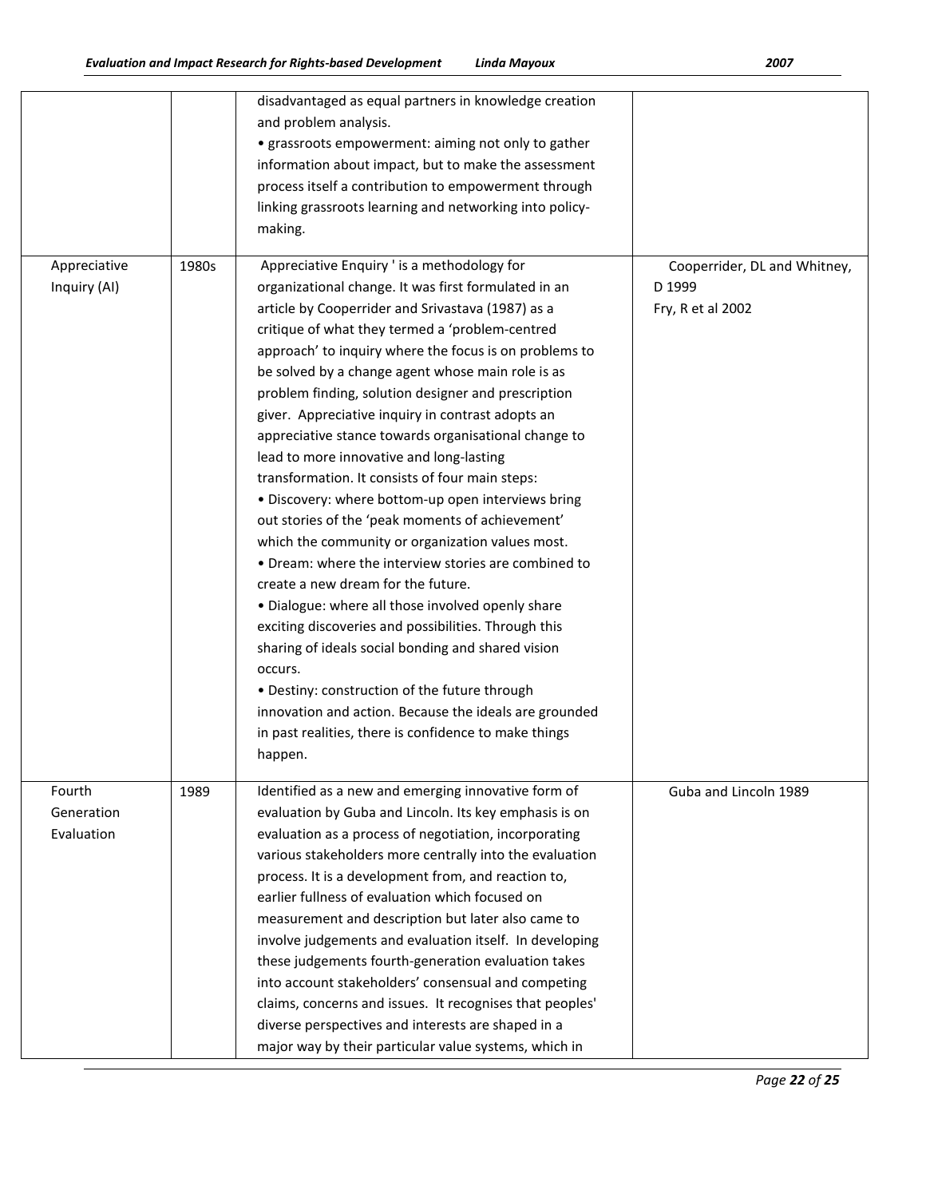| | | | |
|---|---|---|---|
| | | disadvantaged as equal partners in knowledge creation and problem analysis.<br>• grassroots empowerment: aiming not only to gather information about impact, but to make the assessment process itself a contribution to empowerment through linking grassroots learning and networking into policy-making. | |
| Appreciative Inquiry (AI) | 1980s | Appreciative Enquiry ' is a methodology for organizational change. It was first formulated in an article by Cooperrider and Srivastava (1987) as a critique of what they termed a 'problem-centred approach' to inquiry where the focus is on problems to be solved by a change agent whose main role is as problem finding, solution designer and prescription giver. Appreciative inquiry in contrast adopts an appreciative stance towards organisational change to lead to more innovative and long-lasting transformation. It consists of four main steps:<br>• Discovery: where bottom-up open interviews bring out stories of the 'peak moments of achievement' which the community or organization values most.<br>• Dream: where the interview stories are combined to create a new dream for the future.<br>• Dialogue: where all those involved openly share exciting discoveries and possibilities. Through this sharing of ideals social bonding and shared vision occurs.<br>• Destiny: construction of the future through innovation and action. Because the ideals are grounded in past realities, there is confidence to make things happen. | Cooperrider, DL and Whitney, D 1999<br>Fry, R et al 2002 |
| Fourth Generation Evaluation | 1989 | Identified as a new and emerging innovative form of evaluation by Guba and Lincoln. Its key emphasis is on evaluation as a process of negotiation, incorporating various stakeholders more centrally into the evaluation process. It is a development from, and reaction to, earlier fullness of evaluation which focused on measurement and description but later also came to involve judgements and evaluation itself. In developing these judgements fourth-generation evaluation takes into account stakeholders' consensual and competing claims, concerns and issues. It recognises that peoples' diverse perspectives and interests are shaped in a major way by their particular value systems, which in | Guba and Lincoln 1989 |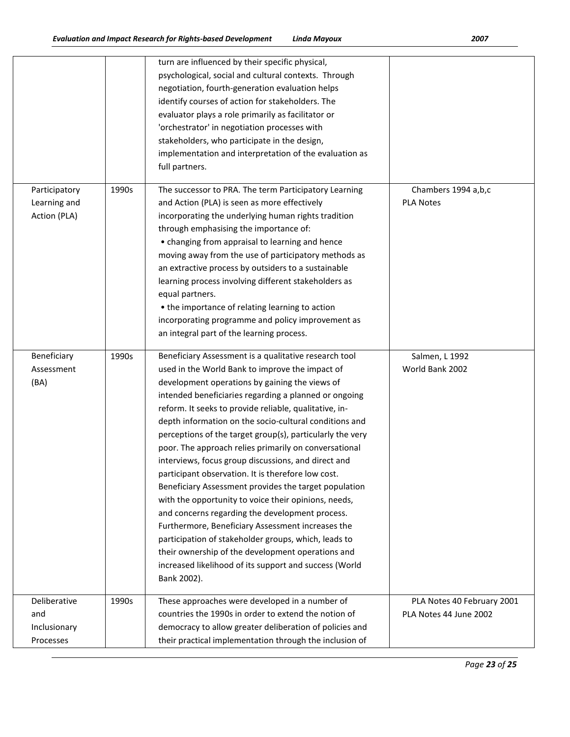|  |  |  |  |
|---|---|---|---|
|  |  | turn are influenced by their specific physical, psychological, social and cultural contexts. Through negotiation, fourth-generation evaluation helps identify courses of action for stakeholders. The evaluator plays a role primarily as facilitator or 'orchestrator' in negotiation processes with stakeholders, who participate in the design, implementation and interpretation of the evaluation as full partners. |  |
| Participatory Learning and Action (PLA) | 1990s | The successor to PRA. The term Participatory Learning and Action (PLA) is seen as more effectively incorporating the underlying human rights tradition through emphasising the importance of:<br>• changing from appraisal to learning and hence moving away from the use of participatory methods as an extractive process by outsiders to a sustainable learning process involving different stakeholders as equal partners.<br>• the importance of relating learning to action incorporating programme and policy improvement as an integral part of the learning process. | Chambers 1994 a,b,c<br>PLA Notes |
| Beneficiary Assessment (BA) | 1990s | Beneficiary Assessment is a qualitative research tool used in the World Bank to improve the impact of development operations by gaining the views of intended beneficiaries regarding a planned or ongoing reform. It seeks to provide reliable, qualitative, in-depth information on the socio-cultural conditions and perceptions of the target group(s), particularly the very poor. The approach relies primarily on conversational interviews, focus group discussions, and direct and participant observation. It is therefore low cost. Beneficiary Assessment provides the target population with the opportunity to voice their opinions, needs, and concerns regarding the development process. Furthermore, Beneficiary Assessment increases the participation of stakeholder groups, which, leads to their ownership of the development operations and increased likelihood of its support and success (World Bank 2002). | Salmen, L 1992<br>World Bank 2002 |
| Deliberative and Inclusionary Processes | 1990s | These approaches were developed in a number of countries the 1990s in order to extend the notion of democracy to allow greater deliberation of policies and their practical implementation through the inclusion of | PLA Notes 40 February 2001<br>PLA Notes 44 June 2002 |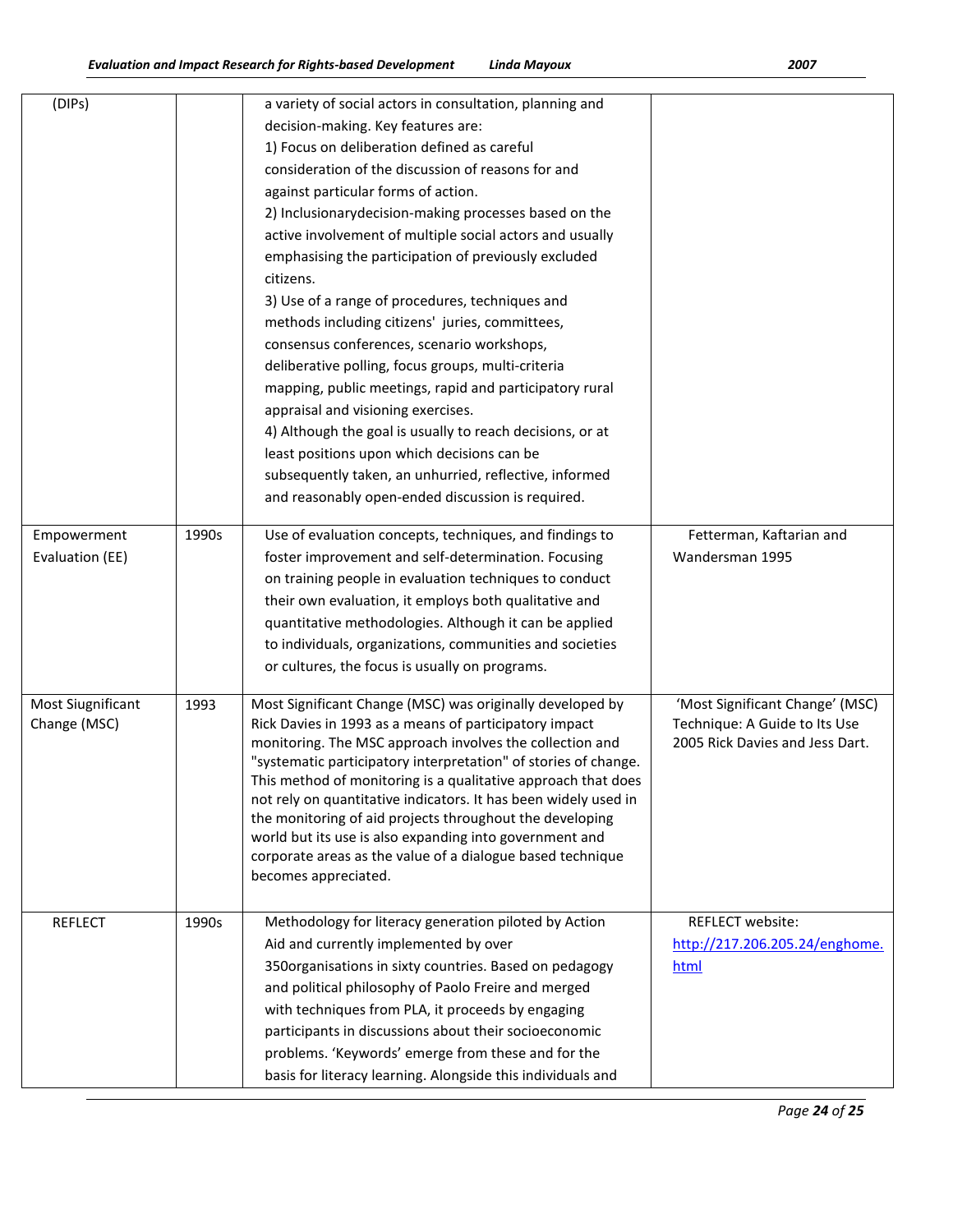| | | | |
|---|---|---|---|
| (DIPs) | | a variety of social actors in consultation, planning and decision-making. Key features are: 1) Focus on deliberation defined as careful consideration of the discussion of reasons for and against particular forms of action. 2) Inclusionarydecision-making processes based on the active involvement of multiple social actors and usually emphasising the participation of previously excluded citizens. 3) Use of a range of procedures, techniques and methods including citizens' juries, committees, consensus conferences, scenario workshops, deliberative polling, focus groups, multi-criteria mapping, public meetings, rapid and participatory rural appraisal and visioning exercises. 4) Although the goal is usually to reach decisions, or at least positions upon which decisions can be subsequently taken, an unhurried, reflective, informed and reasonably open-ended discussion is required. | |
| Empowerment Evaluation (EE) | 1990s | Use of evaluation concepts, techniques, and findings to foster improvement and self-determination. Focusing on training people in evaluation techniques to conduct their own evaluation, it employs both qualitative and quantitative methodologies. Although it can be applied to individuals, organizations, communities and societies or cultures, the focus is usually on programs. | Fetterman, Kaftarian and Wandersman 1995 |
| Most Siugnificant Change (MSC) | 1993 | Most Significant Change (MSC) was originally developed by Rick Davies in 1993 as a means of participatory impact monitoring. The MSC approach involves the collection and "systematic participatory interpretation" of stories of change. This method of monitoring is a qualitative approach that does not rely on quantitative indicators. It has been widely used in the monitoring of aid projects throughout the developing world but its use is also expanding into government and corporate areas as the value of a dialogue based technique becomes appreciated. | 'Most Significant Change' (MSC) Technique: A Guide to Its Use 2005 Rick Davies and Jess Dart. |
| REFLECT | 1990s | Methodology for literacy generation piloted by Action Aid and currently implemented by over 350organisations in sixty countries. Based on pedagogy and political philosophy of Paolo Freire and merged with techniques from PLA, it proceeds by engaging participants in discussions about their socioeconomic problems. 'Keywords' emerge from these and for the basis for literacy learning. Alongside this individuals and | REFLECT website: [http://217.206.205.24/enghome.html](http://217.206.205.24/enghome.html) |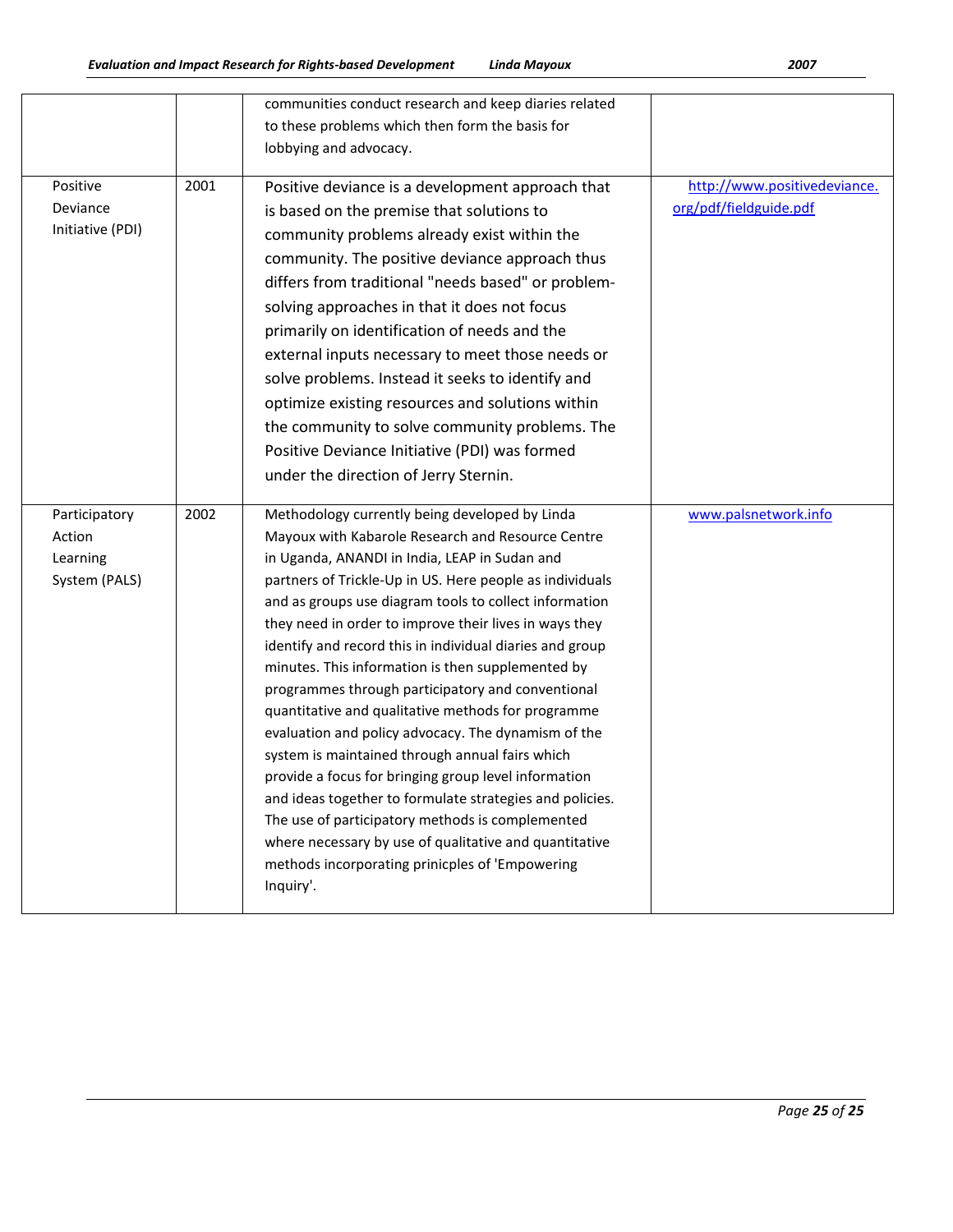| | | | |
|---|---|---|---|
| | | communities conduct research and keep diaries related to these problems which then form the basis for lobbying and advocacy. | |
| Positive Deviance Initiative (PDI) | 2001 | Positive deviance is a development approach that is based on the premise that solutions to community problems already exist within the community. The positive deviance approach thus differs from traditional "needs based" or problem-solving approaches in that it does not focus primarily on identification of needs and the external inputs necessary to meet those needs or solve problems. Instead it seeks to identify and optimize existing resources and solutions within the community to solve community problems. The Positive Deviance Initiative (PDI) was formed under the direction of Jerry Sternin. | http://www.positivedeviance.org/pdf/fieldguide.pdf |
| Participatory Action Learning System (PALS) | 2002 | Methodology currently being developed by Linda Mayoux with Kabarole Research and Resource Centre in Uganda, ANANDI in India, LEAP in Sudan and partners of Trickle-Up in US. Here people as individuals and as groups use diagram tools to collect information they need in order to improve their lives in ways they identify and record this in individual diaries and group minutes. This information is then supplemented by programmes through participatory and conventional quantitative and qualitative methods for programme evaluation and policy advocacy. The dynamism of the system is maintained through annual fairs which provide a focus for bringing group level information and ideas together to formulate strategies and policies. The use of participatory methods is complemented where necessary by use of qualitative and quantitative methods incorporating prinicples of 'Empowering Inquiry'. | www.palsnetwork.info |